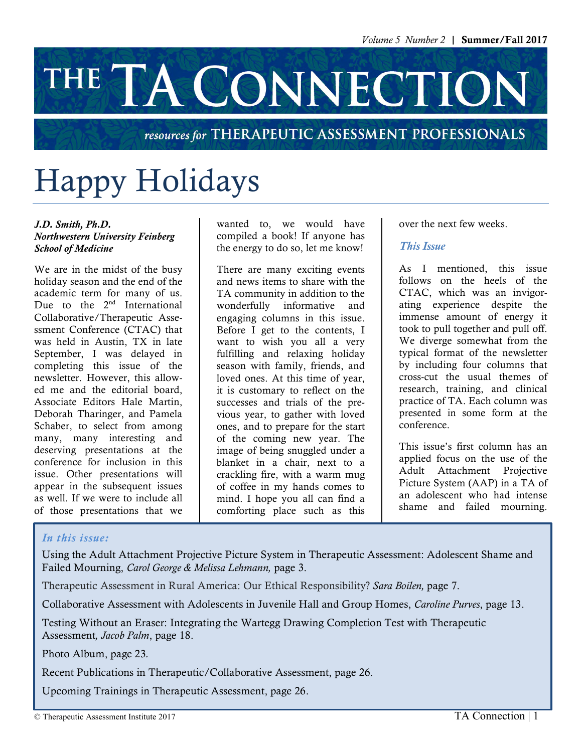# THE TA CONNECTION

*resources for* THERAPEUTIC ASSESSMENT PROFESSIONALS

# Happy Holidays

***J.D. Smith, Ph.D.***
***Northwestern University Feinberg School of Medicine***

We are in the midst of the busy holiday season and the end of the academic term for many of us. Due to the 2nd International Collaborative/Therapeutic Assessment Conference (CTAC) that was held in Austin, TX in late September, I was delayed in completing this issue of the newsletter. However, this allowed me and the editorial board, Associate Editors Hale Martin, Deborah Tharinger, and Pamela Schaber, to select from among many, many interesting and deserving presentations at the conference for inclusion in this issue. Other presentations will appear in the subsequent issues as well. If we were to include all of those presentations that we wanted to, we would have compiled a book! If anyone has the energy to do so, let me know!

There are many exciting events and news items to share with the TA community in addition to the wonderfully informative and engaging columns in this issue. Before I get to the contents, I want to wish you all a very fulfilling and relaxing holiday season with family, friends, and loved ones. At this time of year, it is customary to reflect on the successes and trials of the previous year, to gather with loved ones, and to prepare for the start of the coming new year. The image of being snuggled under a blanket in a chair, next to a crackling fire, with a warm mug of coffee in my hands comes to mind. I hope you all can find a comforting place such as this over the next few weeks.

### *This Issue*

As I mentioned, this issue follows on the heels of the CTAC, which was an invigorating experience despite the immense amount of energy it took to pull together and pull off. We diverge somewhat from the typical format of the newsletter by including four columns that cross-cut the usual themes of research, training, and clinical practice of TA. Each column was presented in some form at the conference.

This issue's first column has an applied focus on the use of the Adult Attachment Projective Picture System (AAP) in a TA of an adolescent who had intense shame and failed mourning.

---

*In this issue:*

Using the Adult Attachment Projective Picture System in Therapeutic Assessment: Adolescent Shame and Failed Mourning, *Carol George & Melissa Lehmann,* page 3.

Therapeutic Assessment in Rural America: Our Ethical Responsibility? *Sara Boilen,* page 7.

Collaborative Assessment with Adolescents in Juvenile Hall and Group Homes, *Caroline Purves*, page 13.

Testing Without an Eraser: Integrating the Wartegg Drawing Completion Test with Therapeutic Assessment*, Jacob Palm*, page 18.

Photo Album, page 23.

Recent Publications in Therapeutic/Collaborative Assessment, page 26.

Upcoming Trainings in Therapeutic Assessment, page 26.

© Therapeutic Assessment Institute 2017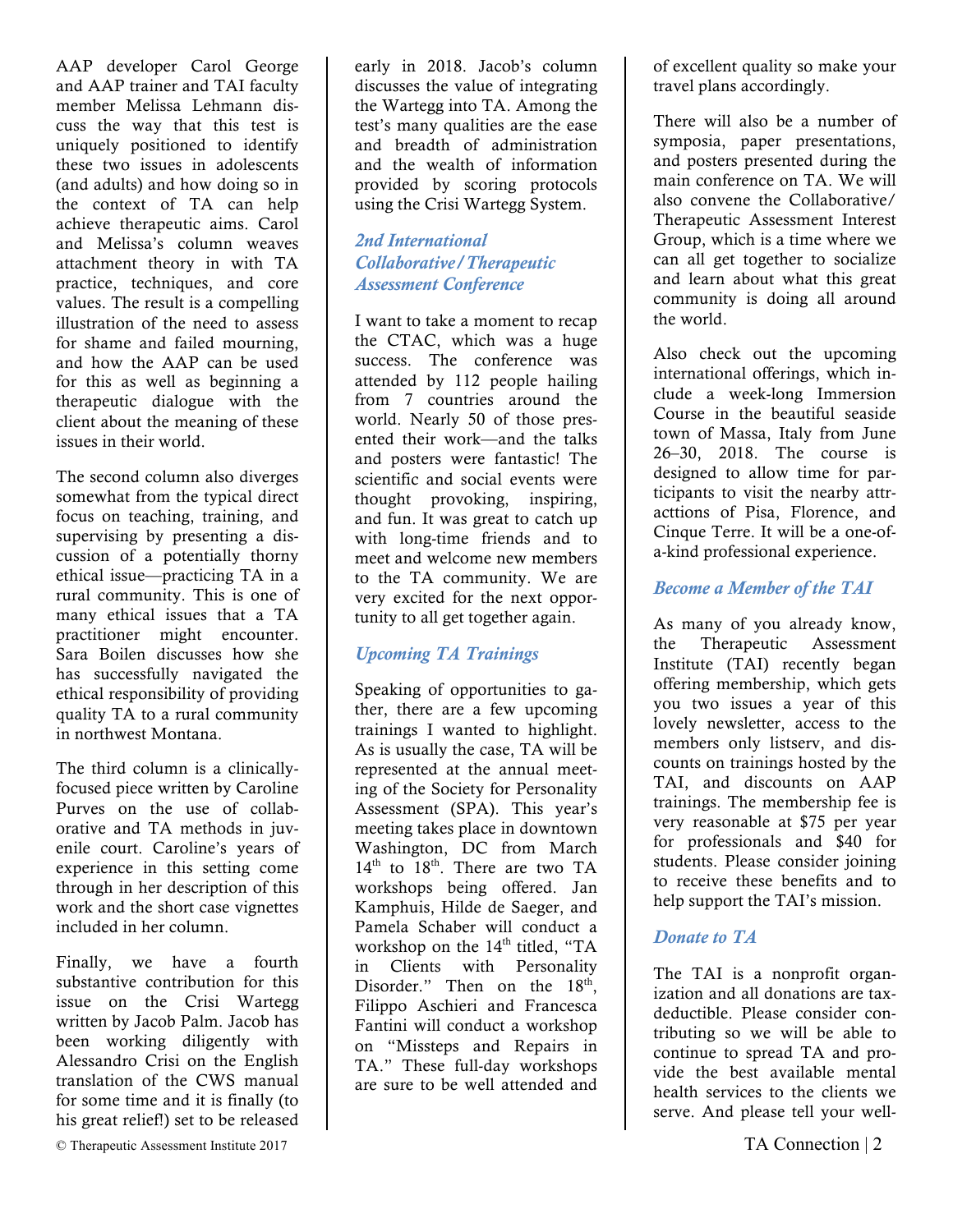AAP developer Carol George and AAP trainer and TAI faculty member Melissa Lehmann discuss the way that this test is uniquely positioned to identify these two issues in adolescents (and adults) and how doing so in the context of TA can help achieve therapeutic aims. Carol and Melissa's column weaves attachment theory in with TA practice, techniques, and core values. The result is a compelling illustration of the need to assess for shame and failed mourning, and how the AAP can be used for this as well as beginning a therapeutic dialogue with the client about the meaning of these issues in their world.

The second column also diverges somewhat from the typical direct focus on teaching, training, and supervising by presenting a discussion of a potentially thorny ethical issue—practicing TA in a rural community. This is one of many ethical issues that a TA practitioner might encounter. Sara Boilen discusses how she has successfully navigated the ethical responsibility of providing quality TA to a rural community in northwest Montana.

The third column is a clinically-focused piece written by Caroline Purves on the use of collaborative and TA methods in juvenile court. Caroline's years of experience in this setting come through in her description of this work and the short case vignettes included in her column.

Finally, we have a fourth substantive contribution for this issue on the Crisi Wartegg written by Jacob Palm. Jacob has been working diligently with Alessandro Crisi on the English translation of the CWS manual for some time and it is finally (to his great relief!) set to be released early in 2018. Jacob's column discusses the value of integrating the Wartegg into TA. Among the test's many qualities are the ease and breadth of administration and the wealth of information provided by scoring protocols using the Crisi Wartegg System.

### *2nd International Collaborative/Therapeutic Assessment Conference*

I want to take a moment to recap the CTAC, which was a huge success. The conference was attended by 112 people hailing from 7 countries around the world. Nearly 50 of those presented their work—and the talks and posters were fantastic! The scientific and social events were thought provoking, inspiring, and fun. It was great to catch up with long-time friends and to meet and welcome new members to the TA community. We are very excited for the next opportunity to all get together again.

### *Upcoming TA Trainings*

Speaking of opportunities to gather, there are a few upcoming trainings I wanted to highlight. As is usually the case, TA will be represented at the annual meeting of the Society for Personality Assessment (SPA). This year's meeting takes place in downtown Washington, DC from March 14th to 18th. There are two TA workshops being offered. Jan Kamphuis, Hilde de Saeger, and Pamela Schaber will conduct a workshop on the 14th titled, "TA in Clients with Personality Disorder." Then on the 18th, Filippo Aschieri and Francesca Fantini will conduct a workshop on "Missteps and Repairs in TA." These full-day workshops are sure to be well attended and of excellent quality so make your travel plans accordingly.

There will also be a number of symposia, paper presentations, and posters presented during the main conference on TA. We will also convene the Collaborative/ Therapeutic Assessment Interest Group, which is a time where we can all get together to socialize and learn about what this great community is doing all around the world.

Also check out the upcoming international offerings, which include a week-long Immersion Course in the beautiful seaside town of Massa, Italy from June 26–30, 2018. The course is designed to allow time for participants to visit the nearby attracttions of Pisa, Florence, and Cinque Terre. It will be a one-of-a-kind professional experience.

### *Become a Member of the TAI*

As many of you already know, the Therapeutic Assessment Institute (TAI) recently began offering membership, which gets you two issues a year of this lovely newsletter, access to the members only listserv, and discounts on trainings hosted by the TAI, and discounts on AAP trainings. The membership fee is very reasonable at $75 per year for professionals and $40 for students. Please consider joining to receive these benefits and to help support the TAI's mission.

### *Donate to TA*

The TAI is a nonprofit organization and all donations are tax-deductible. Please consider contributing so we will be able to continue to spread TA and provide the best available mental health services to the clients we serve. And please tell your well-

© Therapeutic Assessment Institute 2017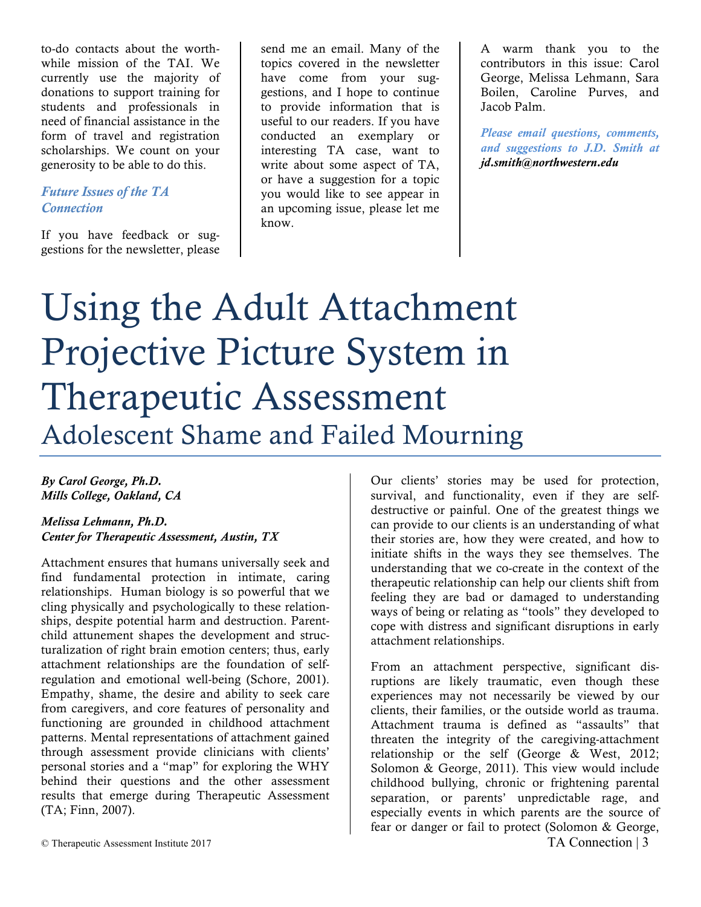to-do contacts about the worthwhile mission of the TAI. We currently use the majority of donations to support training for students and professionals in need of financial assistance in the form of travel and registration scholarships. We count on your generosity to be able to do this.

### *Future Issues of the TA Connection*

If you have feedback or suggestions for the newsletter, please send me an email. Many of the topics covered in the newsletter have come from your suggestions, and I hope to continue to provide information that is useful to our readers. If you have conducted an exemplary or interesting TA case, want to write about some aspect of TA, or have a suggestion for a topic you would like to see appear in an upcoming issue, please let me know.

A warm thank you to the contributors in this issue: Carol George, Melissa Lehmann, Sara Boilen, Caroline Purves, and Jacob Palm.

***Please email questions, comments, and suggestions to J.D. Smith at jd.smith@northwestern.edu***

# Using the Adult Attachment Projective Picture System in Therapeutic Assessment

## Adolescent Shame and Failed Mourning

***By Carol George, Ph.D.***
***Mills College, Oakland, CA***

***Melissa Lehmann, Ph.D.***
***Center for Therapeutic Assessment, Austin, TX***

Attachment ensures that humans universally seek and find fundamental protection in intimate, caring relationships. Human biology is so powerful that we cling physically and psychologically to these relationships, despite potential harm and destruction. Parent-child attunement shapes the development and structuralization of right brain emotion centers; thus, early attachment relationships are the foundation of self-regulation and emotional well-being (Schore, 2001). Empathy, shame, the desire and ability to seek care from caregivers, and core features of personality and functioning are grounded in childhood attachment patterns. Mental representations of attachment gained through assessment provide clinicians with clients' personal stories and a "map" for exploring the WHY behind their questions and the other assessment results that emerge during Therapeutic Assessment (TA; Finn, 2007).

Our clients' stories may be used for protection, survival, and functionality, even if they are self-destructive or painful. One of the greatest things we can provide to our clients is an understanding of what their stories are, how they were created, and how to initiate shifts in the ways they see themselves. The understanding that we co-create in the context of the therapeutic relationship can help our clients shift from feeling they are bad or damaged to understanding ways of being or relating as "tools" they developed to cope with distress and significant disruptions in early attachment relationships.

From an attachment perspective, significant disruptions are likely traumatic, even though these experiences may not necessarily be viewed by our clients, their families, or the outside world as trauma. Attachment trauma is defined as "assaults" that threaten the integrity of the caregiving-attachment relationship or the self (George & West, 2012; Solomon & George, 2011). This view would include childhood bullying, chronic or frightening parental separation, or parents' unpredictable rage, and especially events in which parents are the source of fear or danger or fail to protect (Solomon & George,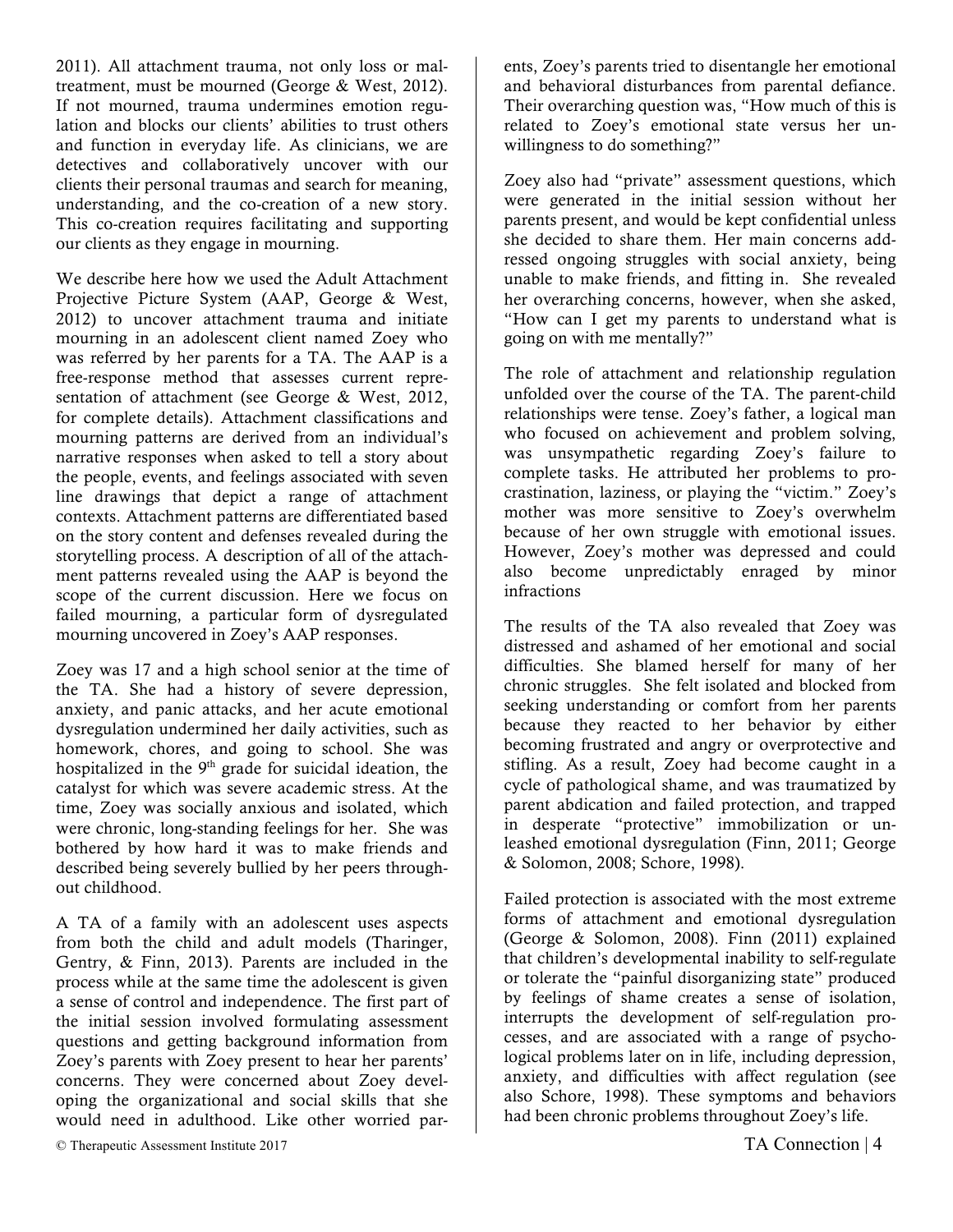2011). All attachment trauma, not only loss or maltreatment, must be mourned (George & West, 2012). If not mourned, trauma undermines emotion regulation and blocks our clients' abilities to trust others and function in everyday life. As clinicians, we are detectives and collaboratively uncover with our clients their personal traumas and search for meaning, understanding, and the co-creation of a new story. This co-creation requires facilitating and supporting our clients as they engage in mourning.

We describe here how we used the Adult Attachment Projective Picture System (AAP, George & West, 2012) to uncover attachment trauma and initiate mourning in an adolescent client named Zoey who was referred by her parents for a TA. The AAP is a free-response method that assesses current representation of attachment (see George & West, 2012, for complete details). Attachment classifications and mourning patterns are derived from an individual's narrative responses when asked to tell a story about the people, events, and feelings associated with seven line drawings that depict a range of attachment contexts. Attachment patterns are differentiated based on the story content and defenses revealed during the storytelling process. A description of all of the attachment patterns revealed using the AAP is beyond the scope of the current discussion. Here we focus on failed mourning, a particular form of dysregulated mourning uncovered in Zoey's AAP responses.

Zoey was 17 and a high school senior at the time of the TA. She had a history of severe depression, anxiety, and panic attacks, and her acute emotional dysregulation undermined her daily activities, such as homework, chores, and going to school. She was hospitalized in the 9th grade for suicidal ideation, the catalyst for which was severe academic stress. At the time, Zoey was socially anxious and isolated, which were chronic, long-standing feelings for her. She was bothered by how hard it was to make friends and described being severely bullied by her peers throughout childhood.

A TA of a family with an adolescent uses aspects from both the child and adult models (Tharinger, Gentry, & Finn, 2013). Parents are included in the process while at the same time the adolescent is given a sense of control and independence. The first part of the initial session involved formulating assessment questions and getting background information from Zoey's parents with Zoey present to hear her parents' concerns. They were concerned about Zoey developing the organizational and social skills that she would need in adulthood. Like other worried parents, Zoey's parents tried to disentangle her emotional and behavioral disturbances from parental defiance. Their overarching question was, "How much of this is related to Zoey's emotional state versus her unwillingness to do something?"

Zoey also had "private" assessment questions, which were generated in the initial session without her parents present, and would be kept confidential unless she decided to share them. Her main concerns addressed ongoing struggles with social anxiety, being unable to make friends, and fitting in. She revealed her overarching concerns, however, when she asked, "How can I get my parents to understand what is going on with me mentally?"

The role of attachment and relationship regulation unfolded over the course of the TA. The parent-child relationships were tense. Zoey's father, a logical man who focused on achievement and problem solving, was unsympathetic regarding Zoey's failure to complete tasks. He attributed her problems to procrastination, laziness, or playing the "victim." Zoey's mother was more sensitive to Zoey's overwhelm because of her own struggle with emotional issues. However, Zoey's mother was depressed and could also become unpredictably enraged by minor infractions

The results of the TA also revealed that Zoey was distressed and ashamed of her emotional and social difficulties. She blamed herself for many of her chronic struggles. She felt isolated and blocked from seeking understanding or comfort from her parents because they reacted to her behavior by either becoming frustrated and angry or overprotective and stifling. As a result, Zoey had become caught in a cycle of pathological shame, and was traumatized by parent abdication and failed protection, and trapped in desperate "protective" immobilization or unleashed emotional dysregulation (Finn, 2011; George & Solomon, 2008; Schore, 1998).

Failed protection is associated with the most extreme forms of attachment and emotional dysregulation (George & Solomon, 2008). Finn (2011) explained that children's developmental inability to self-regulate or tolerate the "painful disorganizing state" produced by feelings of shame creates a sense of isolation, interrupts the development of self-regulation processes, and are associated with a range of psychological problems later on in life, including depression, anxiety, and difficulties with affect regulation (see also Schore, 1998). These symptoms and behaviors had been chronic problems throughout Zoey's life.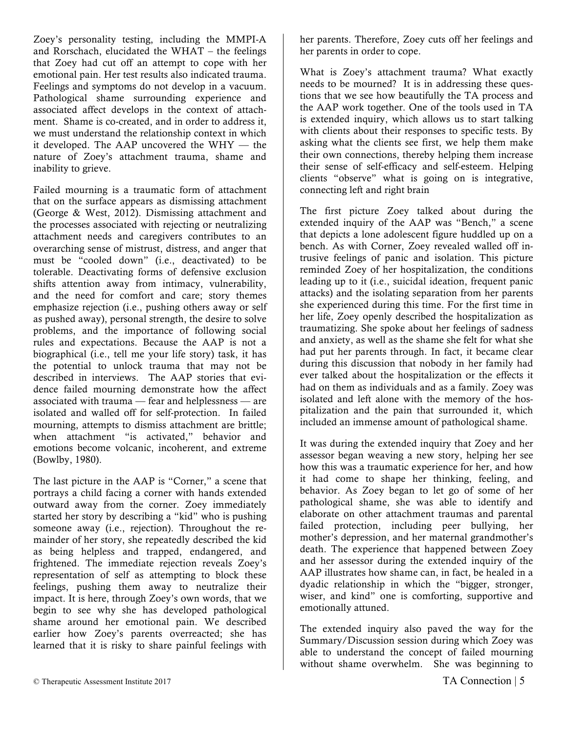Zoey's personality testing, including the MMPI-A and Rorschach, elucidated the WHAT – the feelings that Zoey had cut off an attempt to cope with her emotional pain. Her test results also indicated trauma. Feelings and symptoms do not develop in a vacuum. Pathological shame surrounding experience and associated affect develops in the context of attachment. Shame is co-created, and in order to address it, we must understand the relationship context in which it developed. The AAP uncovered the WHY — the nature of Zoey's attachment trauma, shame and inability to grieve.

Failed mourning is a traumatic form of attachment that on the surface appears as dismissing attachment (George & West, 2012). Dismissing attachment and the processes associated with rejecting or neutralizing attachment needs and caregivers contributes to an overarching sense of mistrust, distress, and anger that must be "cooled down" (i.e., deactivated) to be tolerable. Deactivating forms of defensive exclusion shifts attention away from intimacy, vulnerability, and the need for comfort and care; story themes emphasize rejection (i.e., pushing others away or self as pushed away), personal strength, the desire to solve problems, and the importance of following social rules and expectations. Because the AAP is not a biographical (i.e., tell me your life story) task, it has the potential to unlock trauma that may not be described in interviews. The AAP stories that evidence failed mourning demonstrate how the affect associated with trauma — fear and helplessness — are isolated and walled off for self-protection. In failed mourning, attempts to dismiss attachment are brittle; when attachment "is activated," behavior and emotions become volcanic, incoherent, and extreme (Bowlby, 1980).

The last picture in the AAP is "Corner," a scene that portrays a child facing a corner with hands extended outward away from the corner. Zoey immediately started her story by describing a "kid" who is pushing someone away (i.e., rejection). Throughout the remainder of her story, she repeatedly described the kid as being helpless and trapped, endangered, and frightened. The immediate rejection reveals Zoey's representation of self as attempting to block these feelings, pushing them away to neutralize their impact. It is here, through Zoey's own words, that we begin to see why she has developed pathological shame around her emotional pain. We described earlier how Zoey's parents overreacted; she has learned that it is risky to share painful feelings with her parents. Therefore, Zoey cuts off her feelings and her parents in order to cope.

What is Zoey's attachment trauma? What exactly needs to be mourned? It is in addressing these questions that we see how beautifully the TA process and the AAP work together. One of the tools used in TA is extended inquiry, which allows us to start talking with clients about their responses to specific tests. By asking what the clients see first, we help them make their own connections, thereby helping them increase their sense of self-efficacy and self-esteem. Helping clients "observe" what is going on is integrative, connecting left and right brain

The first picture Zoey talked about during the extended inquiry of the AAP was "Bench," a scene that depicts a lone adolescent figure huddled up on a bench. As with Corner, Zoey revealed walled off intrusive feelings of panic and isolation. This picture reminded Zoey of her hospitalization, the conditions leading up to it (i.e., suicidal ideation, frequent panic attacks) and the isolating separation from her parents she experienced during this time. For the first time in her life, Zoey openly described the hospitalization as traumatizing. She spoke about her feelings of sadness and anxiety, as well as the shame she felt for what she had put her parents through. In fact, it became clear during this discussion that nobody in her family had ever talked about the hospitalization or the effects it had on them as individuals and as a family. Zoey was isolated and left alone with the memory of the hospitalization and the pain that surrounded it, which included an immense amount of pathological shame.

It was during the extended inquiry that Zoey and her assessor began weaving a new story, helping her see how this was a traumatic experience for her, and how it had come to shape her thinking, feeling, and behavior. As Zoey began to let go of some of her pathological shame, she was able to identify and elaborate on other attachment traumas and parental failed protection, including peer bullying, her mother's depression, and her maternal grandmother's death. The experience that happened between Zoey and her assessor during the extended inquiry of the AAP illustrates how shame can, in fact, be healed in a dyadic relationship in which the "bigger, stronger, wiser, and kind" one is comforting, supportive and emotionally attuned.

The extended inquiry also paved the way for the Summary/Discussion session during which Zoey was able to understand the concept of failed mourning without shame overwhelm. She was beginning to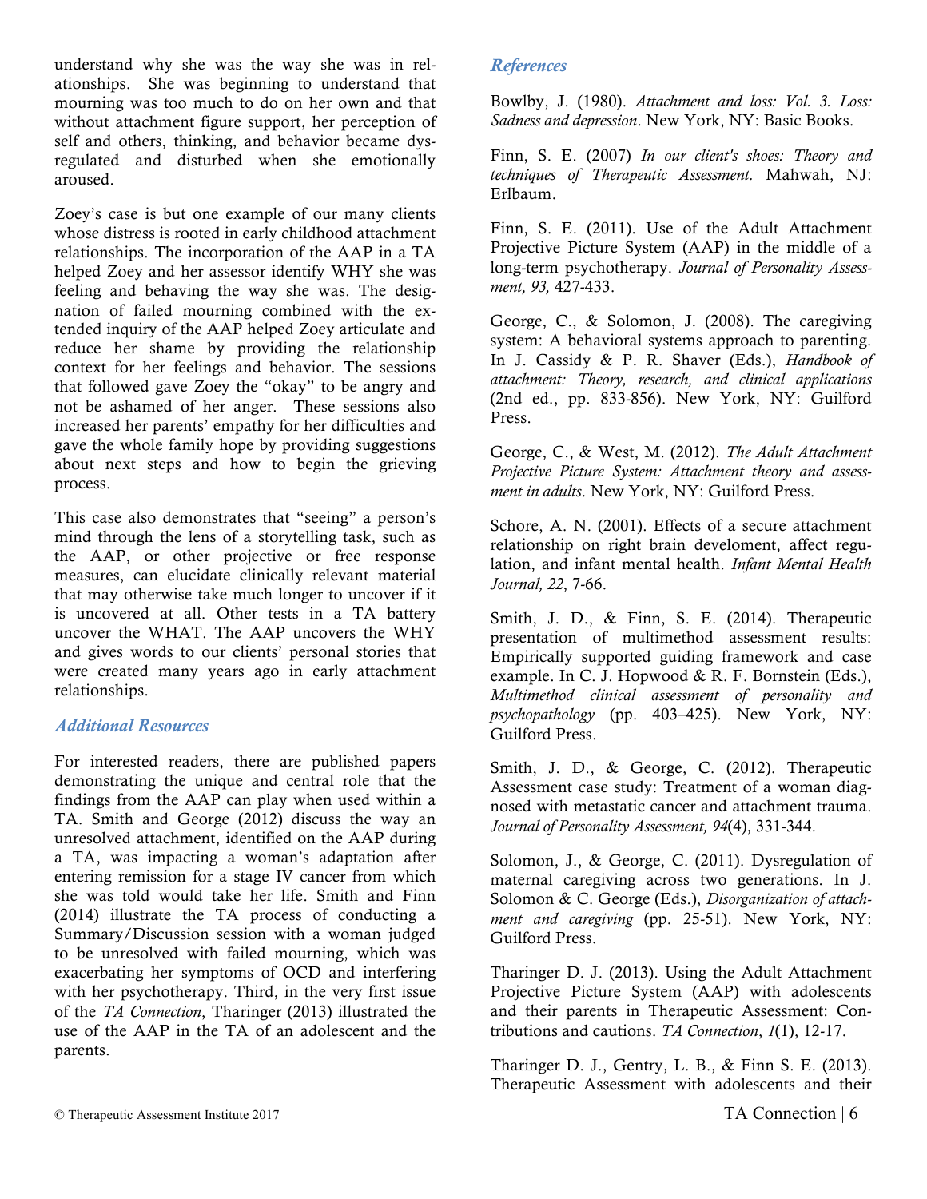understand why she was the way she was in relationships. She was beginning to understand that mourning was too much to do on her own and that without attachment figure support, her perception of self and others, thinking, and behavior became dysregulated and disturbed when she emotionally aroused.

Zoey's case is but one example of our many clients whose distress is rooted in early childhood attachment relationships. The incorporation of the AAP in a TA helped Zoey and her assessor identify WHY she was feeling and behaving the way she was. The designation of failed mourning combined with the extended inquiry of the AAP helped Zoey articulate and reduce her shame by providing the relationship context for her feelings and behavior. The sessions that followed gave Zoey the "okay" to be angry and not be ashamed of her anger. These sessions also increased her parents' empathy for her difficulties and gave the whole family hope by providing suggestions about next steps and how to begin the grieving process.

This case also demonstrates that "seeing" a person's mind through the lens of a storytelling task, such as the AAP, or other projective or free response measures, can elucidate clinically relevant material that may otherwise take much longer to uncover if it is uncovered at all. Other tests in a TA battery uncover the WHAT. The AAP uncovers the WHY and gives words to our clients' personal stories that were created many years ago in early attachment relationships.

## *Additional Resources*

For interested readers, there are published papers demonstrating the unique and central role that the findings from the AAP can play when used within a TA. Smith and George (2012) discuss the way an unresolved attachment, identified on the AAP during a TA, was impacting a woman's adaptation after entering remission for a stage IV cancer from which she was told would take her life. Smith and Finn (2014) illustrate the TA process of conducting a Summary/Discussion session with a woman judged to be unresolved with failed mourning, which was exacerbating her symptoms of OCD and interfering with her psychotherapy. Third, in the very first issue of the *TA Connection*, Tharinger (2013) illustrated the use of the AAP in the TA of an adolescent and the parents.

## *References*

Bowlby, J. (1980). *Attachment and loss: Vol. 3. Loss: Sadness and depression*. New York, NY: Basic Books.

Finn, S. E. (2007) *In our client's shoes: Theory and techniques of Therapeutic Assessment.* Mahwah, NJ: Erlbaum.

Finn, S. E. (2011). Use of the Adult Attachment Projective Picture System (AAP) in the middle of a long-term psychotherapy. *Journal of Personality Assessment, 93,* 427-433.

George, C., & Solomon, J. (2008). The caregiving system: A behavioral systems approach to parenting. In J. Cassidy & P. R. Shaver (Eds.), *Handbook of attachment: Theory, research, and clinical applications* (2nd ed., pp. 833-856). New York, NY: Guilford Press.

George, C., & West, M. (2012). *The Adult Attachment Projective Picture System: Attachment theory and assessment in adults*. New York, NY: Guilford Press.

Schore, A. N. (2001). Effects of a secure attachment relationship on right brain develoment, affect regulation, and infant mental health. *Infant Mental Health Journal, 22*, 7-66.

Smith, J. D., & Finn, S. E. (2014). Therapeutic presentation of multimethod assessment results: Empirically supported guiding framework and case example. In C. J. Hopwood & R. F. Bornstein (Eds.), *Multimethod clinical assessment of personality and psychopathology* (pp. 403–425). New York, NY: Guilford Press.

Smith, J. D., & George, C. (2012). Therapeutic Assessment case study: Treatment of a woman diagnosed with metastatic cancer and attachment trauma. *Journal of Personality Assessment, 94*(4), 331-344.

Solomon, J., & George, C. (2011). Dysregulation of maternal caregiving across two generations. In J. Solomon & C. George (Eds.), *Disorganization of attachment and caregiving* (pp. 25-51). New York, NY: Guilford Press.

Tharinger D. J. (2013). Using the Adult Attachment Projective Picture System (AAP) with adolescents and their parents in Therapeutic Assessment: Contributions and cautions. *TA Connection*, *1*(1), 12-17.

Tharinger D. J., Gentry, L. B., & Finn S. E. (2013). Therapeutic Assessment with adolescents and their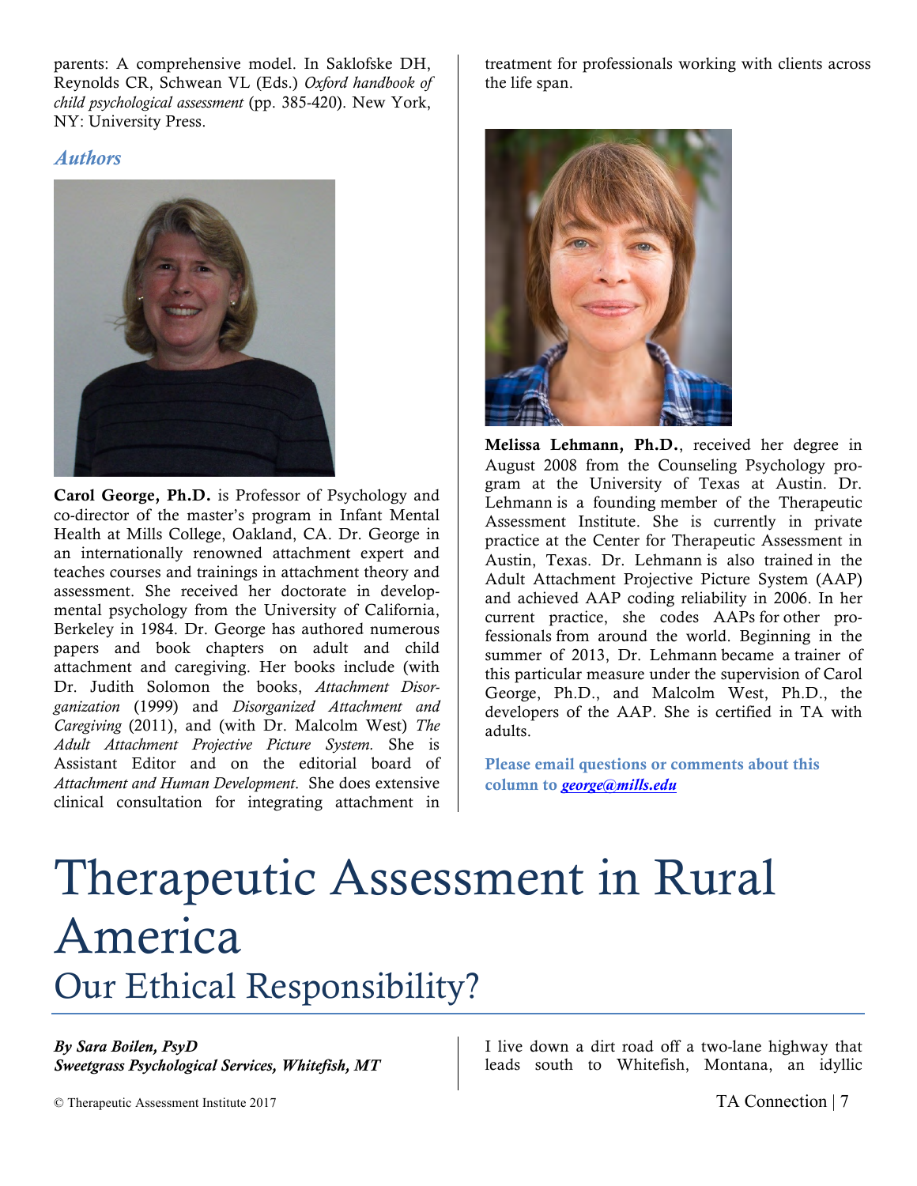parents: A comprehensive model. In Saklofske DH, Reynolds CR, Schwean VL (Eds.) *Oxford handbook of child psychological assessment* (pp. 385-420). New York, NY: University Press.

### *Authors*

**Carol George, Ph.D.** is Professor of Psychology and co-director of the master's program in Infant Mental Health at Mills College, Oakland, CA. Dr. George in an internationally renowned attachment expert and teaches courses and trainings in attachment theory and assessment. She received her doctorate in developmental psychology from the University of California, Berkeley in 1984. Dr. George has authored numerous papers and book chapters on adult and child attachment and caregiving. Her books include (with Dr. Judith Solomon the books, *Attachment Disorganization* (1999) and *Disorganized Attachment and Caregiving* (2011), and (with Dr. Malcolm West) *The Adult Attachment Projective Picture System.* She is Assistant Editor and on the editorial board of *Attachment and Human Development*. She does extensive clinical consultation for integrating attachment in treatment for professionals working with clients across the life span.

**Melissa Lehmann, Ph.D.**, received her degree in August 2008 from the Counseling Psychology program at the University of Texas at Austin. Dr. Lehmann is a founding member of the Therapeutic Assessment Institute. She is currently in private practice at the Center for Therapeutic Assessment in Austin, Texas. Dr. Lehmann is also trained in the Adult Attachment Projective Picture System (AAP) and achieved AAP coding reliability in 2006. In her current practice, she codes AAPs for other professionals from around the world. Beginning in the summer of 2013, Dr. Lehmann became a trainer of this particular measure under the supervision of Carol George, Ph.D., and Malcolm West, Ph.D., the developers of the AAP. She is certified in TA with adults.

**Please email questions or comments about this column to *george@mills.edu***

# Therapeutic Assessment in Rural America

## Our Ethical Responsibility?

***By Sara Boilen, PsyD***
***Sweetgrass Psychological Services, Whitefish, MT***

I live down a dirt road off a two-lane highway that leads south to Whitefish, Montana, an idyllic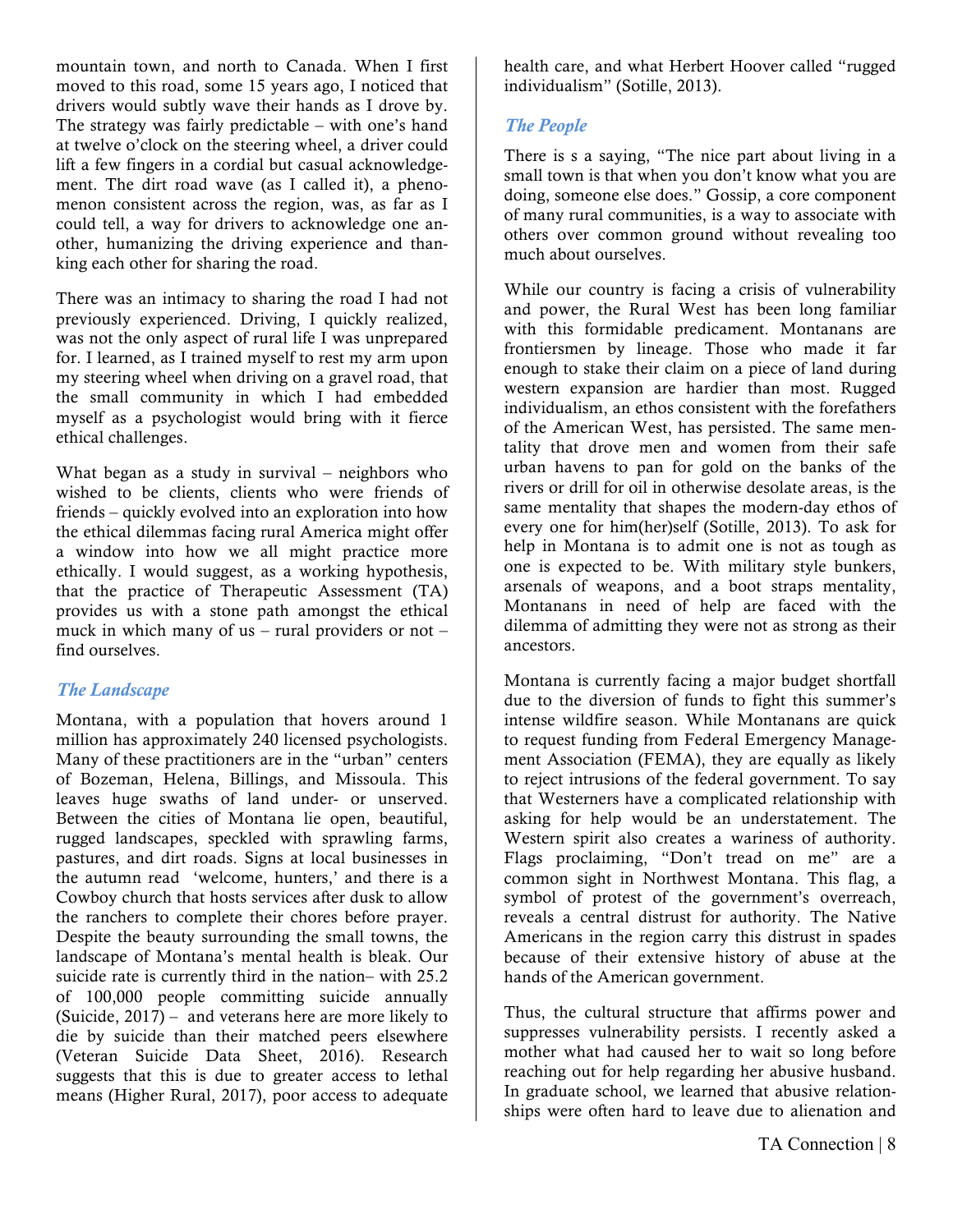mountain town, and north to Canada. When I first moved to this road, some 15 years ago, I noticed that drivers would subtly wave their hands as I drove by. The strategy was fairly predictable – with one's hand at twelve o'clock on the steering wheel, a driver could lift a few fingers in a cordial but casual acknowledgement. The dirt road wave (as I called it), a phenomenon consistent across the region, was, as far as I could tell, a way for drivers to acknowledge one another, humanizing the driving experience and thanking each other for sharing the road.

There was an intimacy to sharing the road I had not previously experienced. Driving, I quickly realized, was not the only aspect of rural life I was unprepared for. I learned, as I trained myself to rest my arm upon my steering wheel when driving on a gravel road, that the small community in which I had embedded myself as a psychologist would bring with it fierce ethical challenges.

What began as a study in survival – neighbors who wished to be clients, clients who were friends of friends – quickly evolved into an exploration into how the ethical dilemmas facing rural America might offer a window into how we all might practice more ethically. I would suggest, as a working hypothesis, that the practice of Therapeutic Assessment (TA) provides us with a stone path amongst the ethical muck in which many of us – rural providers or not – find ourselves.

### *The Landscape*

Montana, with a population that hovers around 1 million has approximately 240 licensed psychologists. Many of these practitioners are in the "urban" centers of Bozeman, Helena, Billings, and Missoula. This leaves huge swaths of land under- or unserved. Between the cities of Montana lie open, beautiful, rugged landscapes, speckled with sprawling farms, pastures, and dirt roads. Signs at local businesses in the autumn read 'welcome, hunters,' and there is a Cowboy church that hosts services after dusk to allow the ranchers to complete their chores before prayer. Despite the beauty surrounding the small towns, the landscape of Montana's mental health is bleak. Our suicide rate is currently third in the nation– with 25.2 of 100,000 people committing suicide annually (Suicide, 2017) – and veterans here are more likely to die by suicide than their matched peers elsewhere (Veteran Suicide Data Sheet, 2016). Research suggests that this is due to greater access to lethal means (Higher Rural, 2017), poor access to adequate health care, and what Herbert Hoover called "rugged individualism" (Sotille, 2013).

### *The People*

There is s a saying, "The nice part about living in a small town is that when you don't know what you are doing, someone else does." Gossip, a core component of many rural communities, is a way to associate with others over common ground without revealing too much about ourselves.

While our country is facing a crisis of vulnerability and power, the Rural West has been long familiar with this formidable predicament. Montanans are frontiersmen by lineage. Those who made it far enough to stake their claim on a piece of land during western expansion are hardier than most. Rugged individualism, an ethos consistent with the forefathers of the American West, has persisted. The same mentality that drove men and women from their safe urban havens to pan for gold on the banks of the rivers or drill for oil in otherwise desolate areas, is the same mentality that shapes the modern-day ethos of every one for him(her)self (Sotille, 2013). To ask for help in Montana is to admit one is not as tough as one is expected to be. With military style bunkers, arsenals of weapons, and a boot straps mentality, Montanans in need of help are faced with the dilemma of admitting they were not as strong as their ancestors.

Montana is currently facing a major budget shortfall due to the diversion of funds to fight this summer's intense wildfire season. While Montanans are quick to request funding from Federal Emergency Management Association (FEMA), they are equally as likely to reject intrusions of the federal government. To say that Westerners have a complicated relationship with asking for help would be an understatement. The Western spirit also creates a wariness of authority. Flags proclaiming, "Don't tread on me" are a common sight in Northwest Montana. This flag, a symbol of protest of the government's overreach, reveals a central distrust for authority. The Native Americans in the region carry this distrust in spades because of their extensive history of abuse at the hands of the American government.

Thus, the cultural structure that affirms power and suppresses vulnerability persists. I recently asked a mother what had caused her to wait so long before reaching out for help regarding her abusive husband. In graduate school, we learned that abusive relationships were often hard to leave due to alienation and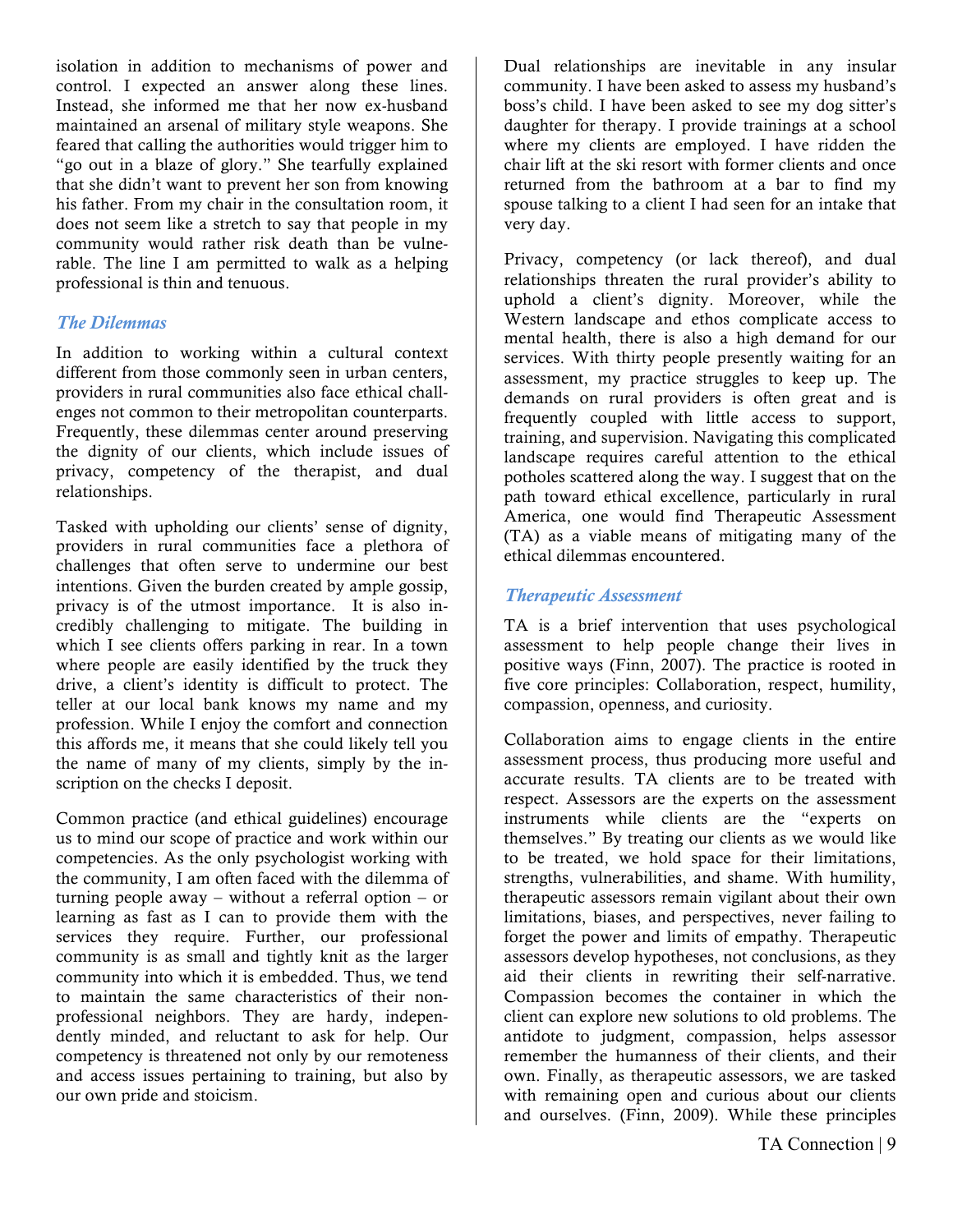isolation in addition to mechanisms of power and control. I expected an answer along these lines. Instead, she informed me that her now ex-husband maintained an arsenal of military style weapons. She feared that calling the authorities would trigger him to "go out in a blaze of glory." She tearfully explained that she didn't want to prevent her son from knowing his father. From my chair in the consultation room, it does not seem like a stretch to say that people in my community would rather risk death than be vulnerable. The line I am permitted to walk as a helping professional is thin and tenuous.

### *The Dilemmas*

In addition to working within a cultural context different from those commonly seen in urban centers, providers in rural communities also face ethical challenges not common to their metropolitan counterparts. Frequently, these dilemmas center around preserving the dignity of our clients, which include issues of privacy, competency of the therapist, and dual relationships.

Tasked with upholding our clients' sense of dignity, providers in rural communities face a plethora of challenges that often serve to undermine our best intentions. Given the burden created by ample gossip, privacy is of the utmost importance. It is also incredibly challenging to mitigate. The building in which I see clients offers parking in rear. In a town where people are easily identified by the truck they drive, a client's identity is difficult to protect. The teller at our local bank knows my name and my profession. While I enjoy the comfort and connection this affords me, it means that she could likely tell you the name of many of my clients, simply by the inscription on the checks I deposit.

Common practice (and ethical guidelines) encourage us to mind our scope of practice and work within our competencies. As the only psychologist working with the community, I am often faced with the dilemma of turning people away – without a referral option – or learning as fast as I can to provide them with the services they require. Further, our professional community is as small and tightly knit as the larger community into which it is embedded. Thus, we tend to maintain the same characteristics of their non-professional neighbors. They are hardy, independently minded, and reluctant to ask for help. Our competency is threatened not only by our remoteness and access issues pertaining to training, but also by our own pride and stoicism.

Dual relationships are inevitable in any insular community. I have been asked to assess my husband's boss's child. I have been asked to see my dog sitter's daughter for therapy. I provide trainings at a school where my clients are employed. I have ridden the chair lift at the ski resort with former clients and once returned from the bathroom at a bar to find my spouse talking to a client I had seen for an intake that very day.

Privacy, competency (or lack thereof), and dual relationships threaten the rural provider's ability to uphold a client's dignity. Moreover, while the Western landscape and ethos complicate access to mental health, there is also a high demand for our services. With thirty people presently waiting for an assessment, my practice struggles to keep up. The demands on rural providers is often great and is frequently coupled with little access to support, training, and supervision. Navigating this complicated landscape requires careful attention to the ethical potholes scattered along the way. I suggest that on the path toward ethical excellence, particularly in rural America, one would find Therapeutic Assessment (TA) as a viable means of mitigating many of the ethical dilemmas encountered.

### *Therapeutic Assessment*

TA is a brief intervention that uses psychological assessment to help people change their lives in positive ways (Finn, 2007). The practice is rooted in five core principles: Collaboration, respect, humility, compassion, openness, and curiosity.

Collaboration aims to engage clients in the entire assessment process, thus producing more useful and accurate results. TA clients are to be treated with respect. Assessors are the experts on the assessment instruments while clients are the "experts on themselves." By treating our clients as we would like to be treated, we hold space for their limitations, strengths, vulnerabilities, and shame. With humility, therapeutic assessors remain vigilant about their own limitations, biases, and perspectives, never failing to forget the power and limits of empathy. Therapeutic assessors develop hypotheses, not conclusions, as they aid their clients in rewriting their self-narrative. Compassion becomes the container in which the client can explore new solutions to old problems. The antidote to judgment, compassion, helps assessor remember the humanness of their clients, and their own. Finally, as therapeutic assessors, we are tasked with remaining open and curious about our clients and ourselves. (Finn, 2009). While these principles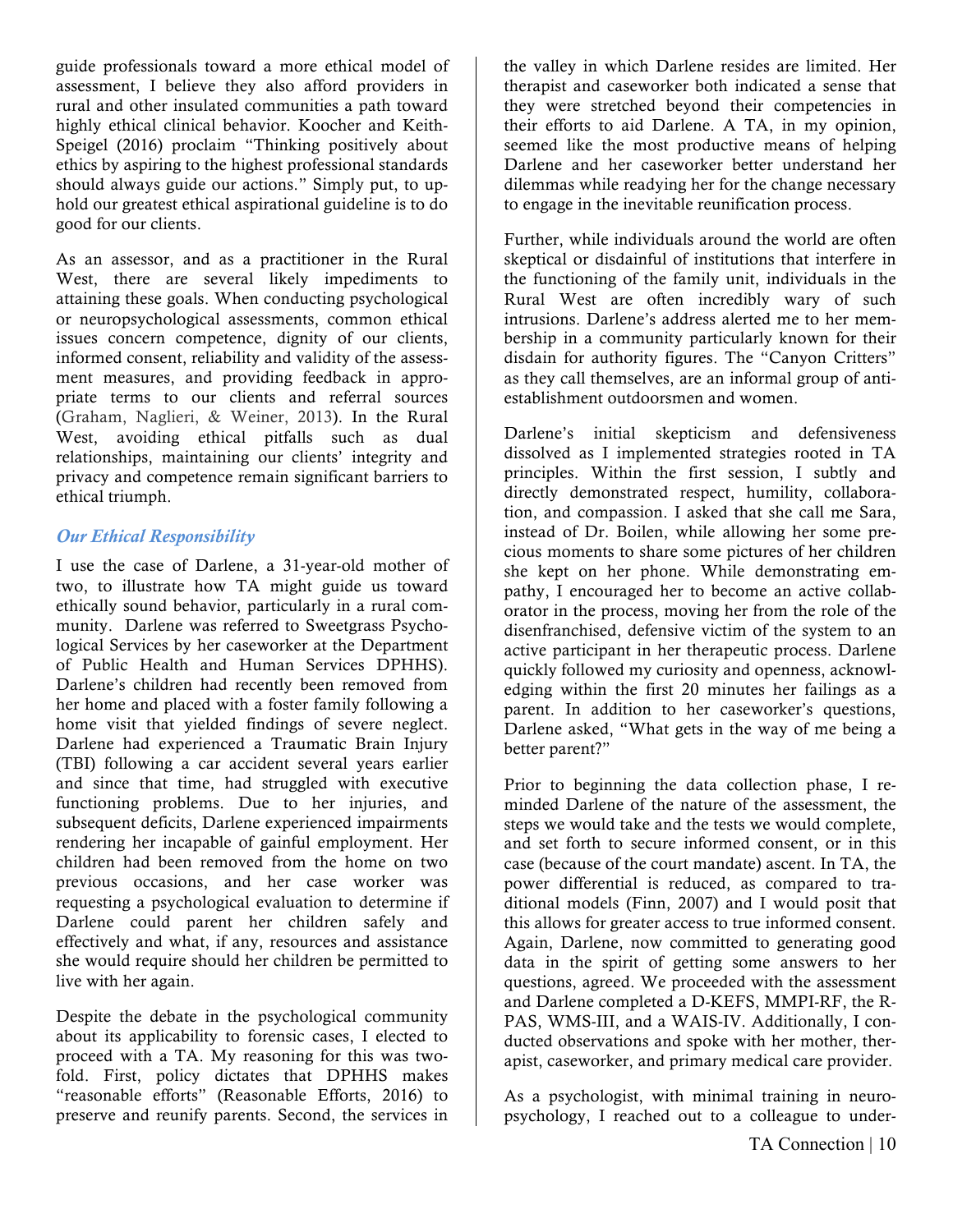guide professionals toward a more ethical model of assessment, I believe they also afford providers in rural and other insulated communities a path toward highly ethical clinical behavior. Koocher and Keith-Speigel (2016) proclaim "Thinking positively about ethics by aspiring to the highest professional standards should always guide our actions." Simply put, to uphold our greatest ethical aspirational guideline is to do good for our clients.

As an assessor, and as a practitioner in the Rural West, there are several likely impediments to attaining these goals. When conducting psychological or neuropsychological assessments, common ethical issues concern competence, dignity of our clients, informed consent, reliability and validity of the assessment measures, and providing feedback in appropriate terms to our clients and referral sources (Graham, Naglieri, & Weiner, 2013). In the Rural West, avoiding ethical pitfalls such as dual relationships, maintaining our clients' integrity and privacy and competence remain significant barriers to ethical triumph.

### *Our Ethical Responsibility*

I use the case of Darlene, a 31-year-old mother of two, to illustrate how TA might guide us toward ethically sound behavior, particularly in a rural community. Darlene was referred to Sweetgrass Psychological Services by her caseworker at the Department of Public Health and Human Services DPHHS). Darlene's children had recently been removed from her home and placed with a foster family following a home visit that yielded findings of severe neglect. Darlene had experienced a Traumatic Brain Injury (TBI) following a car accident several years earlier and since that time, had struggled with executive functioning problems. Due to her injuries, and subsequent deficits, Darlene experienced impairments rendering her incapable of gainful employment. Her children had been removed from the home on two previous occasions, and her case worker was requesting a psychological evaluation to determine if Darlene could parent her children safely and effectively and what, if any, resources and assistance she would require should her children be permitted to live with her again.

Despite the debate in the psychological community about its applicability to forensic cases, I elected to proceed with a TA. My reasoning for this was two-fold. First, policy dictates that DPHHS makes "reasonable efforts" (Reasonable Efforts, 2016) to preserve and reunify parents. Second, the services in the valley in which Darlene resides are limited. Her therapist and caseworker both indicated a sense that they were stretched beyond their competencies in their efforts to aid Darlene. A TA, in my opinion, seemed like the most productive means of helping Darlene and her caseworker better understand her dilemmas while readying her for the change necessary to engage in the inevitable reunification process.

Further, while individuals around the world are often skeptical or disdainful of institutions that interfere in the functioning of the family unit, individuals in the Rural West are often incredibly wary of such intrusions. Darlene's address alerted me to her membership in a community particularly known for their disdain for authority figures. The "Canyon Critters" as they call themselves, are an informal group of anti-establishment outdoorsmen and women.

Darlene's initial skepticism and defensiveness dissolved as I implemented strategies rooted in TA principles. Within the first session, I subtly and directly demonstrated respect, humility, collaboration, and compassion. I asked that she call me Sara, instead of Dr. Boilen, while allowing her some precious moments to share some pictures of her children she kept on her phone. While demonstrating empathy, I encouraged her to become an active collaborator in the process, moving her from the role of the disenfranchised, defensive victim of the system to an active participant in her therapeutic process. Darlene quickly followed my curiosity and openness, acknowledging within the first 20 minutes her failings as a parent. In addition to her caseworker's questions, Darlene asked, "What gets in the way of me being a better parent?"

Prior to beginning the data collection phase, I reminded Darlene of the nature of the assessment, the steps we would take and the tests we would complete, and set forth to secure informed consent, or in this case (because of the court mandate) ascent. In TA, the power differential is reduced, as compared to traditional models (Finn, 2007) and I would posit that this allows for greater access to true informed consent. Again, Darlene, now committed to generating good data in the spirit of getting some answers to her questions, agreed. We proceeded with the assessment and Darlene completed a D-KEFS, MMPI-RF, the R-PAS, WMS-III, and a WAIS-IV. Additionally, I conducted observations and spoke with her mother, therapist, caseworker, and primary medical care provider.

As a psychologist, with minimal training in neuropsychology, I reached out to a colleague to under-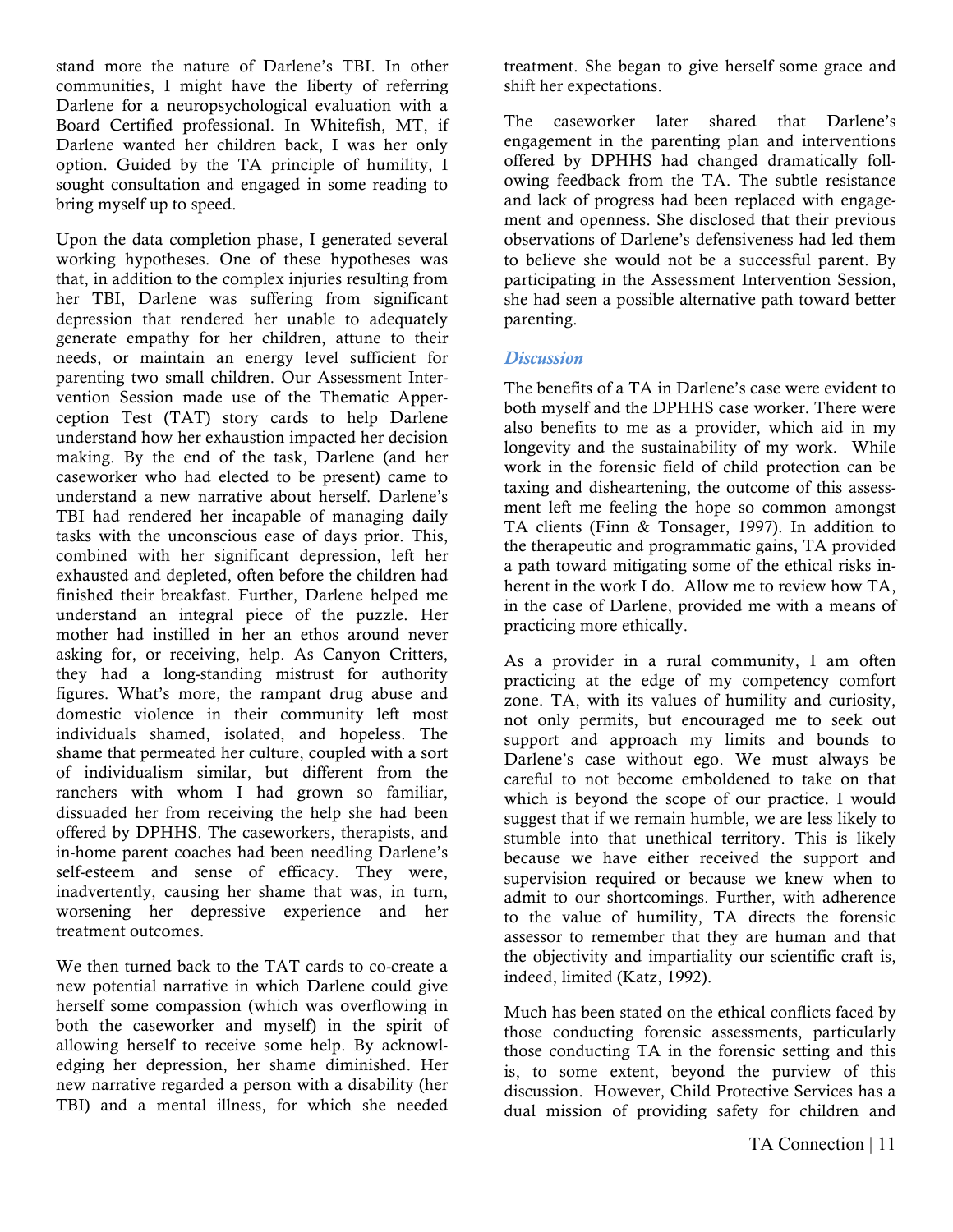stand more the nature of Darlene's TBI. In other communities, I might have the liberty of referring Darlene for a neuropsychological evaluation with a Board Certified professional. In Whitefish, MT, if Darlene wanted her children back, I was her only option. Guided by the TA principle of humility, I sought consultation and engaged in some reading to bring myself up to speed.

Upon the data completion phase, I generated several working hypotheses. One of these hypotheses was that, in addition to the complex injuries resulting from her TBI, Darlene was suffering from significant depression that rendered her unable to adequately generate empathy for her children, attune to their needs, or maintain an energy level sufficient for parenting two small children. Our Assessment Intervention Session made use of the Thematic Apperception Test (TAT) story cards to help Darlene understand how her exhaustion impacted her decision making. By the end of the task, Darlene (and her caseworker who had elected to be present) came to understand a new narrative about herself. Darlene's TBI had rendered her incapable of managing daily tasks with the unconscious ease of days prior. This, combined with her significant depression, left her exhausted and depleted, often before the children had finished their breakfast. Further, Darlene helped me understand an integral piece of the puzzle. Her mother had instilled in her an ethos around never asking for, or receiving, help. As Canyon Critters, they had a long-standing mistrust for authority figures. What's more, the rampant drug abuse and domestic violence in their community left most individuals shamed, isolated, and hopeless. The shame that permeated her culture, coupled with a sort of individualism similar, but different from the ranchers with whom I had grown so familiar, dissuaded her from receiving the help she had been offered by DPHHS. The caseworkers, therapists, and in-home parent coaches had been needling Darlene's self-esteem and sense of efficacy. They were, inadvertently, causing her shame that was, in turn, worsening her depressive experience and her treatment outcomes.

We then turned back to the TAT cards to co-create a new potential narrative in which Darlene could give herself some compassion (which was overflowing in both the caseworker and myself) in the spirit of allowing herself to receive some help. By acknowledging her depression, her shame diminished. Her new narrative regarded a person with a disability (her TBI) and a mental illness, for which she needed treatment. She began to give herself some grace and shift her expectations.

The caseworker later shared that Darlene's engagement in the parenting plan and interventions offered by DPHHS had changed dramatically following feedback from the TA. The subtle resistance and lack of progress had been replaced with engagement and openness. She disclosed that their previous observations of Darlene's defensiveness had led them to believe she would not be a successful parent. By participating in the Assessment Intervention Session, she had seen a possible alternative path toward better parenting.

## *Discussion*

The benefits of a TA in Darlene's case were evident to both myself and the DPHHS case worker. There were also benefits to me as a provider, which aid in my longevity and the sustainability of my work. While work in the forensic field of child protection can be taxing and disheartening, the outcome of this assessment left me feeling the hope so common amongst TA clients (Finn & Tonsager, 1997). In addition to the therapeutic and programmatic gains, TA provided a path toward mitigating some of the ethical risks inherent in the work I do. Allow me to review how TA, in the case of Darlene, provided me with a means of practicing more ethically.

As a provider in a rural community, I am often practicing at the edge of my competency comfort zone. TA, with its values of humility and curiosity, not only permits, but encouraged me to seek out support and approach my limits and bounds to Darlene's case without ego. We must always be careful to not become emboldened to take on that which is beyond the scope of our practice. I would suggest that if we remain humble, we are less likely to stumble into that unethical territory. This is likely because we have either received the support and supervision required or because we knew when to admit to our shortcomings. Further, with adherence to the value of humility, TA directs the forensic assessor to remember that they are human and that the objectivity and impartiality our scientific craft is, indeed, limited (Katz, 1992).

Much has been stated on the ethical conflicts faced by those conducting forensic assessments, particularly those conducting TA in the forensic setting and this is, to some extent, beyond the purview of this discussion. However, Child Protective Services has a dual mission of providing safety for children and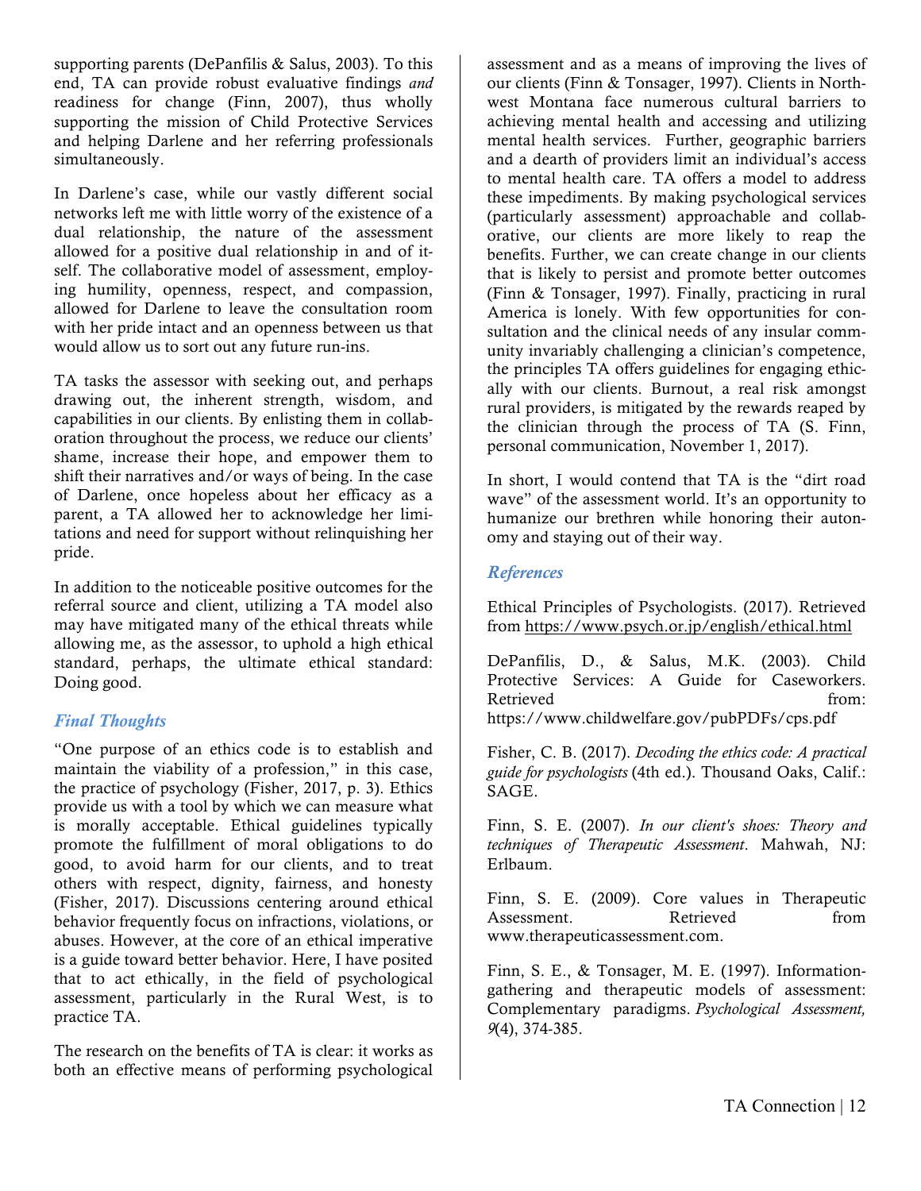supporting parents (DePanfilis & Salus, 2003). To this end, TA can provide robust evaluative findings *and* readiness for change (Finn, 2007), thus wholly supporting the mission of Child Protective Services and helping Darlene and her referring professionals simultaneously.

In Darlene's case, while our vastly different social networks left me with little worry of the existence of a dual relationship, the nature of the assessment allowed for a positive dual relationship in and of itself. The collaborative model of assessment, employing humility, openness, respect, and compassion, allowed for Darlene to leave the consultation room with her pride intact and an openness between us that would allow us to sort out any future run-ins.

TA tasks the assessor with seeking out, and perhaps drawing out, the inherent strength, wisdom, and capabilities in our clients. By enlisting them in collaboration throughout the process, we reduce our clients' shame, increase their hope, and empower them to shift their narratives and/or ways of being. In the case of Darlene, once hopeless about her efficacy as a parent, a TA allowed her to acknowledge her limitations and need for support without relinquishing her pride.

In addition to the noticeable positive outcomes for the referral source and client, utilizing a TA model also may have mitigated many of the ethical threats while allowing me, as the assessor, to uphold a high ethical standard, perhaps, the ultimate ethical standard: Doing good.

## *Final Thoughts*

"One purpose of an ethics code is to establish and maintain the viability of a profession," in this case, the practice of psychology (Fisher, 2017, p. 3). Ethics provide us with a tool by which we can measure what is morally acceptable. Ethical guidelines typically promote the fulfillment of moral obligations to do good, to avoid harm for our clients, and to treat others with respect, dignity, fairness, and honesty (Fisher, 2017). Discussions centering around ethical behavior frequently focus on infractions, violations, or abuses. However, at the core of an ethical imperative is a guide toward better behavior. Here, I have posited that to act ethically, in the field of psychological assessment, particularly in the Rural West, is to practice TA.

The research on the benefits of TA is clear: it works as both an effective means of performing psychological assessment and as a means of improving the lives of our clients (Finn & Tonsager, 1997). Clients in Northwest Montana face numerous cultural barriers to achieving mental health and accessing and utilizing mental health services. Further, geographic barriers and a dearth of providers limit an individual's access to mental health care. TA offers a model to address these impediments. By making psychological services (particularly assessment) approachable and collaborative, our clients are more likely to reap the benefits. Further, we can create change in our clients that is likely to persist and promote better outcomes (Finn & Tonsager, 1997). Finally, practicing in rural America is lonely. With few opportunities for consultation and the clinical needs of any insular community invariably challenging a clinician's competence, the principles TA offers guidelines for engaging ethically with our clients. Burnout, a real risk amongst rural providers, is mitigated by the rewards reaped by the clinician through the process of TA (S. Finn, personal communication, November 1, 2017).

In short, I would contend that TA is the "dirt road wave" of the assessment world. It's an opportunity to humanize our brethren while honoring their autonomy and staying out of their way.

## *References*

Ethical Principles of Psychologists. (2017). Retrieved from https://www.psych.or.jp/english/ethical.html

DePanfilis, D., & Salus, M.K. (2003). Child Protective Services: A Guide for Caseworkers. Retrieved from: https://www.childwelfare.gov/pubPDFs/cps.pdf

Fisher, C. B. (2017). *Decoding the ethics code: A practical guide for psychologists* (4th ed.). Thousand Oaks, Calif.: SAGE.

Finn, S. E. (2007). *In our client's shoes: Theory and techniques of Therapeutic Assessment*. Mahwah, NJ: Erlbaum.

Finn, S. E. (2009). Core values in Therapeutic Assessment. Retrieved from www.therapeuticassessment.com.

Finn, S. E., & Tonsager, M. E. (1997). Information-gathering and therapeutic models of assessment: Complementary paradigms. *Psychological Assessment, 9*(4), 374-385.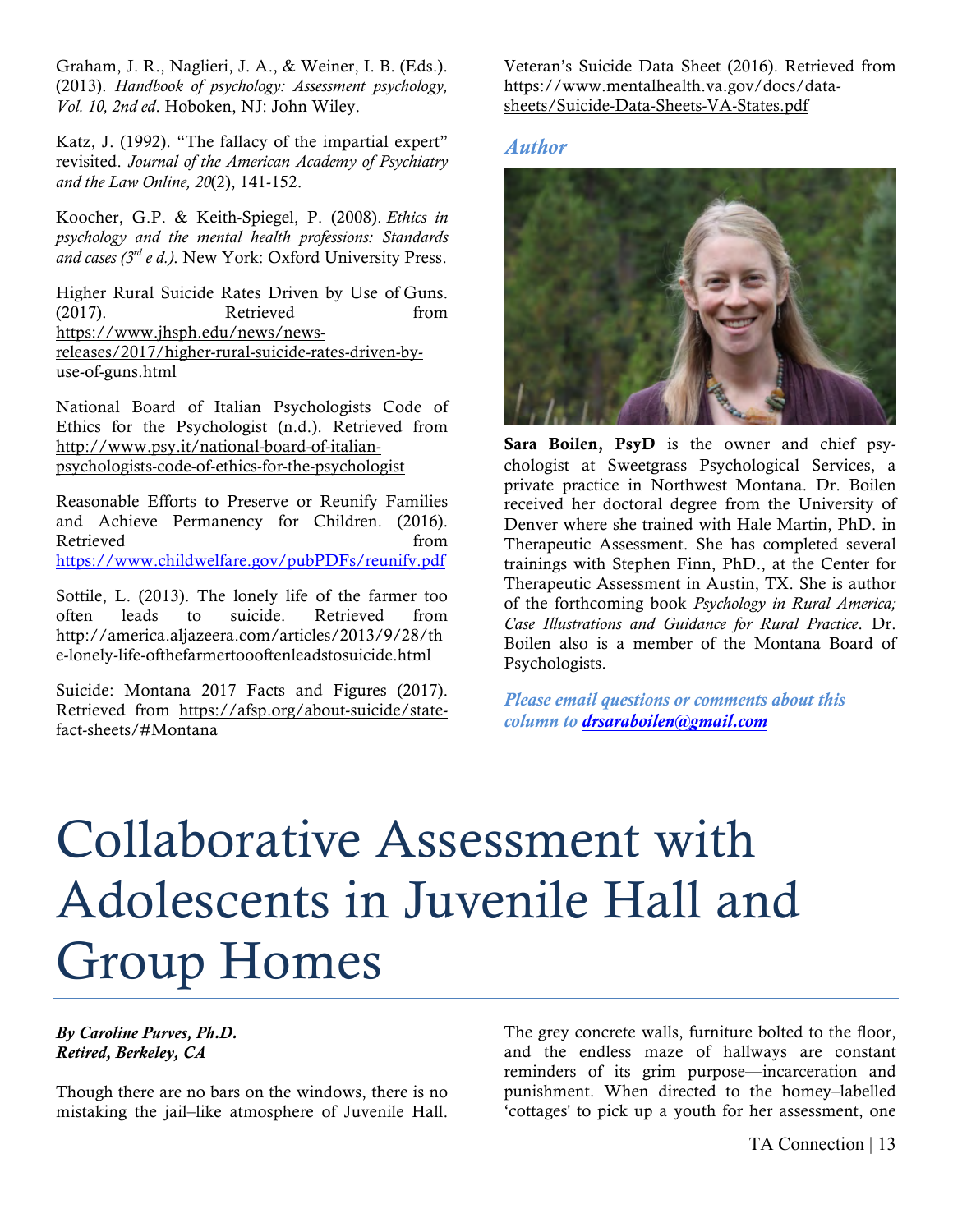Graham, J. R., Naglieri, J. A., & Weiner, I. B. (Eds.). (2013). *Handbook of psychology: Assessment psychology, Vol. 10, 2nd ed*. Hoboken, NJ: John Wiley.

Katz, J. (1992). "The fallacy of the impartial expert" revisited. *Journal of the American Academy of Psychiatry and the Law Online, 20*(2), 141-152.

Koocher, G.P. & Keith-Spiegel, P. (2008). *Ethics in psychology and the mental health professions: Standards and cases (3rd e d.).* New York: Oxford University Press.

Higher Rural Suicide Rates Driven by Use of Guns. (2017). Retrieved from https://www.jhsph.edu/news/news-releases/2017/higher-rural-suicide-rates-driven-by-use-of-guns.html

National Board of Italian Psychologists Code of Ethics for the Psychologist (n.d.). Retrieved from http://www.psy.it/national-board-of-italian-psychologists-code-of-ethics-for-the-psychologist

Reasonable Efforts to Preserve or Reunify Families and Achieve Permanency for Children. (2016). Retrieved from https://www.childwelfare.gov/pubPDFs/reunify.pdf

Sottile, L. (2013). The lonely life of the farmer too often leads to suicide. Retrieved from http://america.aljazeera.com/articles/2013/9/28/the-lonely-life-ofthefarmertoooftenleadstosuicide.html

Suicide: Montana 2017 Facts and Figures (2017). Retrieved from https://afsp.org/about-suicide/state-fact-sheets/#Montana

Veteran's Suicide Data Sheet (2016). Retrieved from https://www.mentalhealth.va.gov/docs/data-sheets/Suicide-Data-Sheets-VA-States.pdf

### *Author*

**Sara Boilen, PsyD** is the owner and chief psychologist at Sweetgrass Psychological Services, a private practice in Northwest Montana. Dr. Boilen received her doctoral degree from the University of Denver where she trained with Hale Martin, PhD. in Therapeutic Assessment. She has completed several trainings with Stephen Finn, PhD., at the Center for Therapeutic Assessment in Austin, TX. She is author of the forthcoming book *Psychology in Rural America; Case Illustrations and Guidance for Rural Practice*. Dr. Boilen also is a member of the Montana Board of Psychologists.

*Please email questions or comments about this column to* ***drsaraboilen@gmail.com***

# Collaborative Assessment with Adolescents in Juvenile Hall and Group Homes

***By Caroline Purves, Ph.D.***
***Retired, Berkeley, CA***

Though there are no bars on the windows, there is no mistaking the jail–like atmosphere of Juvenile Hall. The grey concrete walls, furniture bolted to the floor, and the endless maze of hallways are constant reminders of its grim purpose—incarceration and punishment. When directed to the homey–labelled 'cottages' to pick up a youth for her assessment, one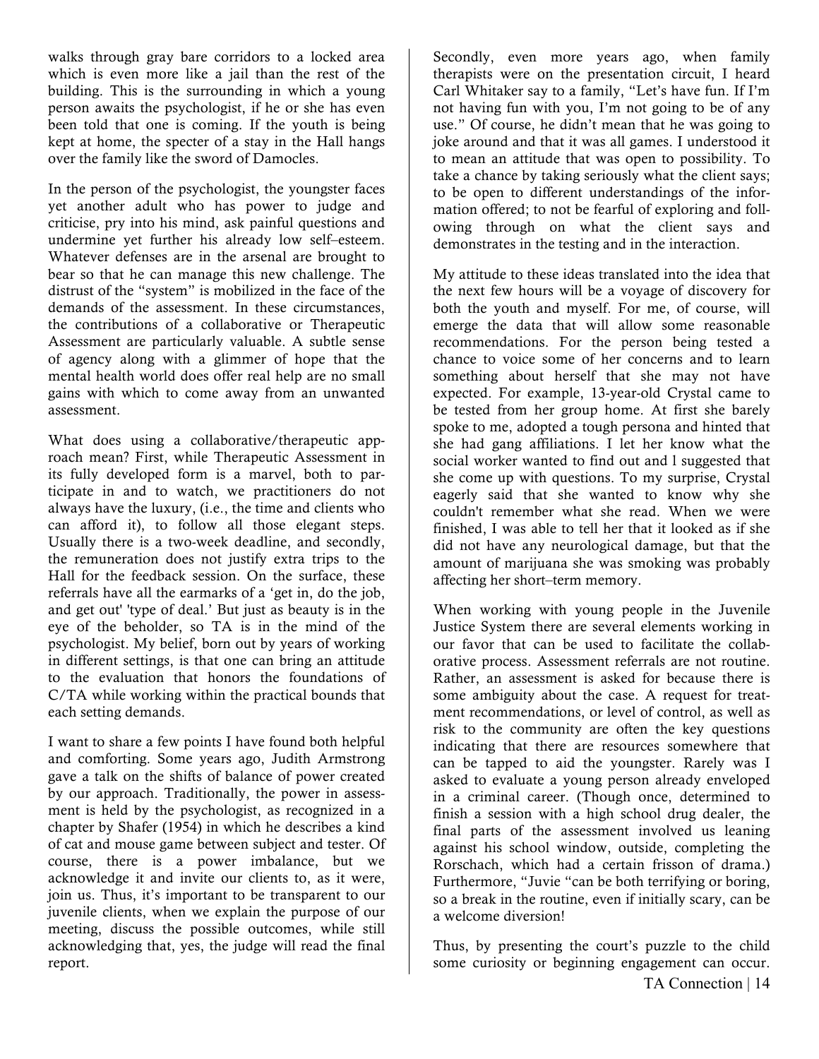walks through gray bare corridors to a locked area which is even more like a jail than the rest of the building. This is the surrounding in which a young person awaits the psychologist, if he or she has even been told that one is coming. If the youth is being kept at home, the specter of a stay in the Hall hangs over the family like the sword of Damocles.

In the person of the psychologist, the youngster faces yet another adult who has power to judge and criticise, pry into his mind, ask painful questions and undermine yet further his already low self–esteem. Whatever defenses are in the arsenal are brought to bear so that he can manage this new challenge. The distrust of the "system" is mobilized in the face of the demands of the assessment. In these circumstances, the contributions of a collaborative or Therapeutic Assessment are particularly valuable. A subtle sense of agency along with a glimmer of hope that the mental health world does offer real help are no small gains with which to come away from an unwanted assessment.

What does using a collaborative/therapeutic approach mean? First, while Therapeutic Assessment in its fully developed form is a marvel, both to participate in and to watch, we practitioners do not always have the luxury, (i.e., the time and clients who can afford it), to follow all those elegant steps. Usually there is a two-week deadline, and secondly, the remuneration does not justify extra trips to the Hall for the feedback session. On the surface, these referrals have all the earmarks of a 'get in, do the job, and get out' 'type of deal.' But just as beauty is in the eye of the beholder, so TA is in the mind of the psychologist. My belief, born out by years of working in different settings, is that one can bring an attitude to the evaluation that honors the foundations of C/TA while working within the practical bounds that each setting demands.

I want to share a few points I have found both helpful and comforting. Some years ago, Judith Armstrong gave a talk on the shifts of balance of power created by our approach. Traditionally, the power in assessment is held by the psychologist, as recognized in a chapter by Shafer (1954) in which he describes a kind of cat and mouse game between subject and tester. Of course, there is a power imbalance, but we acknowledge it and invite our clients to, as it were, join us. Thus, it's important to be transparent to our juvenile clients, when we explain the purpose of our meeting, discuss the possible outcomes, while still acknowledging that, yes, the judge will read the final report.

Secondly, even more years ago, when family therapists were on the presentation circuit, I heard Carl Whitaker say to a family, "Let's have fun. If I'm not having fun with you, I'm not going to be of any use." Of course, he didn't mean that he was going to joke around and that it was all games. I understood it to mean an attitude that was open to possibility. To take a chance by taking seriously what the client says; to be open to different understandings of the information offered; to not be fearful of exploring and following through on what the client says and demonstrates in the testing and in the interaction.

My attitude to these ideas translated into the idea that the next few hours will be a voyage of discovery for both the youth and myself. For me, of course, will emerge the data that will allow some reasonable recommendations. For the person being tested a chance to voice some of her concerns and to learn something about herself that she may not have expected. For example, 13-year-old Crystal came to be tested from her group home. At first she barely spoke to me, adopted a tough persona and hinted that she had gang affiliations. I let her know what the social worker wanted to find out and I suggested that she come up with questions. To my surprise, Crystal eagerly said that she wanted to know why she couldn't remember what she read. When we were finished, I was able to tell her that it looked as if she did not have any neurological damage, but that the amount of marijuana she was smoking was probably affecting her short–term memory.

When working with young people in the Juvenile Justice System there are several elements working in our favor that can be used to facilitate the collaborative process. Assessment referrals are not routine. Rather, an assessment is asked for because there is some ambiguity about the case. A request for treatment recommendations, or level of control, as well as risk to the community are often the key questions indicating that there are resources somewhere that can be tapped to aid the youngster. Rarely was I asked to evaluate a young person already enveloped in a criminal career. (Though once, determined to finish a session with a high school drug dealer, the final parts of the assessment involved us leaning against his school window, outside, completing the Rorschach, which had a certain frisson of drama.) Furthermore, "Juvie "can be both terrifying or boring, so a break in the routine, even if initially scary, can be a welcome diversion!

Thus, by presenting the court's puzzle to the child some curiosity or beginning engagement can occur.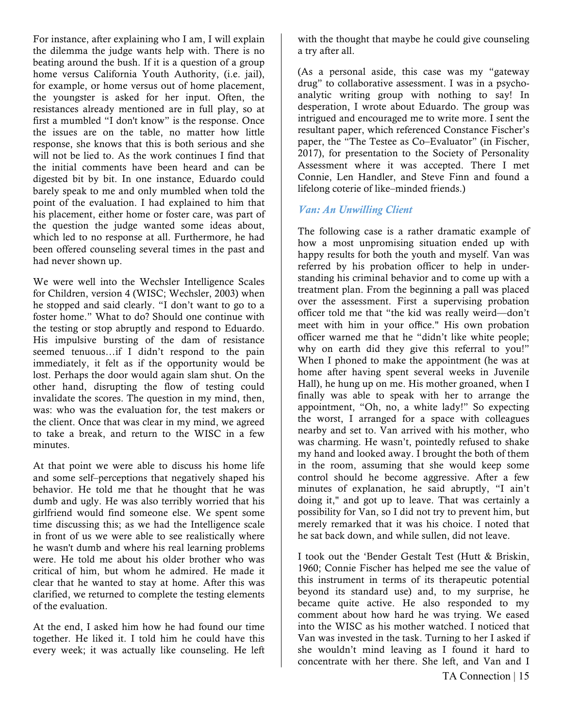For instance, after explaining who I am, I will explain the dilemma the judge wants help with. There is no beating around the bush. If it is a question of a group home versus California Youth Authority, (i.e. jail), for example, or home versus out of home placement, the youngster is asked for her input. Often, the resistances already mentioned are in full play, so at first a mumbled "I don't know" is the response. Once the issues are on the table, no matter how little response, she knows that this is both serious and she will not be lied to. As the work continues I find that the initial comments have been heard and can be digested bit by bit. In one instance, Eduardo could barely speak to me and only mumbled when told the point of the evaluation. I had explained to him that his placement, either home or foster care, was part of the question the judge wanted some ideas about, which led to no response at all. Furthermore, he had been offered counseling several times in the past and had never shown up.

We were well into the Wechsler Intelligence Scales for Children, version 4 (WISC; Wechsler, 2003) when he stopped and said clearly. "I don't want to go to a foster home." What to do? Should one continue with the testing or stop abruptly and respond to Eduardo. His impulsive bursting of the dam of resistance seemed tenuous…if I didn't respond to the pain immediately, it felt as if the opportunity would be lost. Perhaps the door would again slam shut. On the other hand, disrupting the flow of testing could invalidate the scores. The question in my mind, then, was: who was the evaluation for, the test makers or the client. Once that was clear in my mind, we agreed to take a break, and return to the WISC in a few minutes.

At that point we were able to discuss his home life and some self–perceptions that negatively shaped his behavior. He told me that he thought that he was dumb and ugly. He was also terribly worried that his girlfriend would find someone else. We spent some time discussing this; as we had the Intelligence scale in front of us we were able to see realistically where he wasn't dumb and where his real learning problems were. He told me about his older brother who was critical of him, but whom he admired. He made it clear that he wanted to stay at home. After this was clarified, we returned to complete the testing elements of the evaluation.

At the end, I asked him how he had found our time together. He liked it. I told him he could have this every week; it was actually like counseling. He left with the thought that maybe he could give counseling a try after all.

(As a personal aside, this case was my "gateway drug" to collaborative assessment. I was in a psychoanalytic writing group with nothing to say! In desperation, I wrote about Eduardo. The group was intrigued and encouraged me to write more. I sent the resultant paper, which referenced Constance Fischer's paper, the "The Testee as Co–Evaluator" (in Fischer, 2017), for presentation to the Society of Personality Assessment where it was accepted. There I met Connie, Len Handler, and Steve Finn and found a lifelong coterie of like–minded friends.)

### *Van: An Unwilling Client*

The following case is a rather dramatic example of how a most unpromising situation ended up with happy results for both the youth and myself. Van was referred by his probation officer to help in understanding his criminal behavior and to come up with a treatment plan. From the beginning a pall was placed over the assessment. First a supervising probation officer told me that "the kid was really weird—don't meet with him in your office." His own probation officer warned me that he "didn't like white people; why on earth did they give this referral to you!" When I phoned to make the appointment (he was at home after having spent several weeks in Juvenile Hall), he hung up on me. His mother groaned, when I finally was able to speak with her to arrange the appointment, "Oh, no, a white lady!" So expecting the worst, I arranged for a space with colleagues nearby and set to. Van arrived with his mother, who was charming. He wasn't, pointedly refused to shake my hand and looked away. I brought the both of them in the room, assuming that she would keep some control should he become aggressive. After a few minutes of explanation, he said abruptly, "I ain't doing it," and got up to leave. That was certainly a possibility for Van, so I did not try to prevent him, but merely remarked that it was his choice. I noted that he sat back down, and while sullen, did not leave.

I took out the 'Bender Gestalt Test (Hutt & Briskin, 1960; Connie Fischer has helped me see the value of this instrument in terms of its therapeutic potential beyond its standard use) and, to my surprise, he became quite active. He also responded to my comment about how hard he was trying. We eased into the WISC as his mother watched. I noticed that Van was invested in the task. Turning to her I asked if she wouldn't mind leaving as I found it hard to concentrate with her there. She left, and Van and I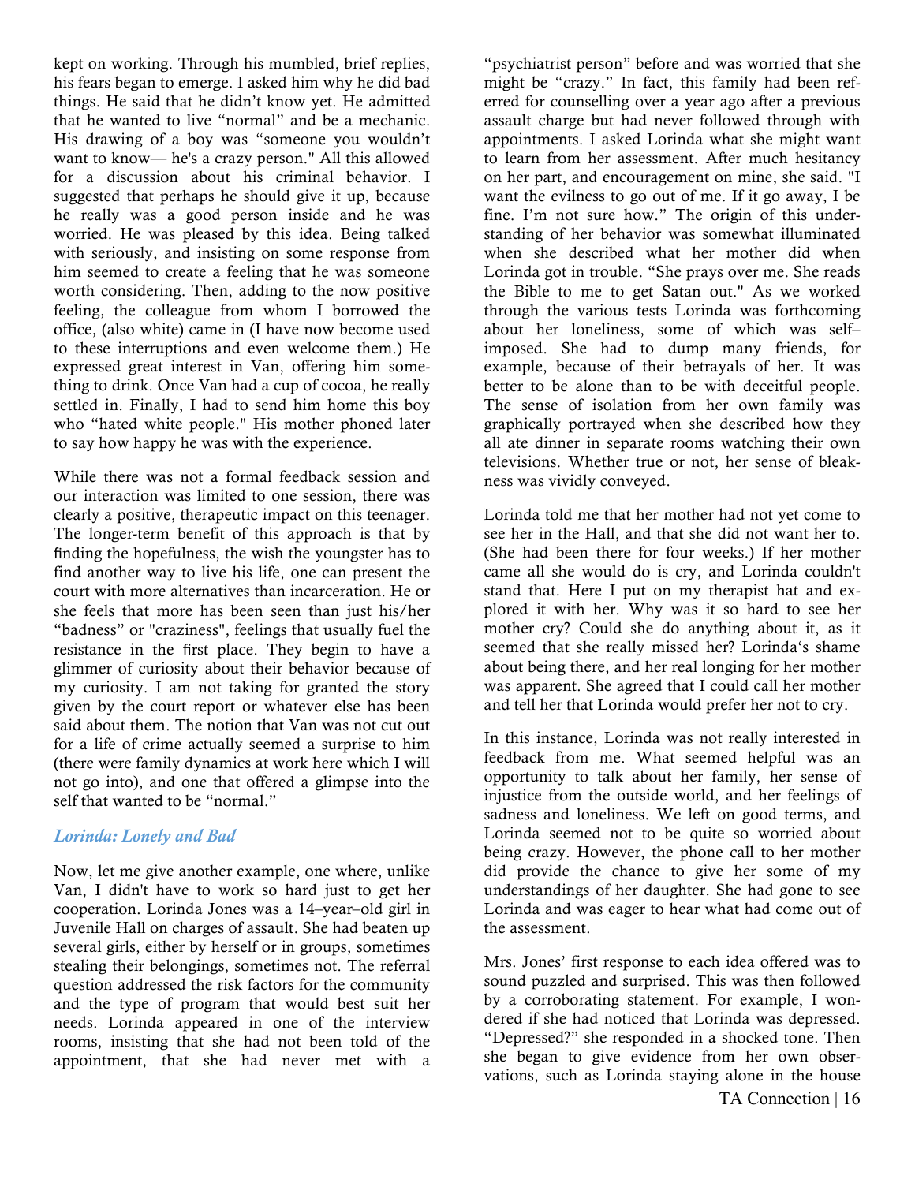kept on working. Through his mumbled, brief replies, his fears began to emerge. I asked him why he did bad things. He said that he didn't know yet. He admitted that he wanted to live "normal" and be a mechanic. His drawing of a boy was "someone you wouldn't want to know— he's a crazy person." All this allowed for a discussion about his criminal behavior. I suggested that perhaps he should give it up, because he really was a good person inside and he was worried. He was pleased by this idea. Being talked with seriously, and insisting on some response from him seemed to create a feeling that he was someone worth considering. Then, adding to the now positive feeling, the colleague from whom I borrowed the office, (also white) came in (I have now become used to these interruptions and even welcome them.) He expressed great interest in Van, offering him something to drink. Once Van had a cup of cocoa, he really settled in. Finally, I had to send him home this boy who "hated white people." His mother phoned later to say how happy he was with the experience.

While there was not a formal feedback session and our interaction was limited to one session, there was clearly a positive, therapeutic impact on this teenager. The longer-term benefit of this approach is that by finding the hopefulness, the wish the youngster has to find another way to live his life, one can present the court with more alternatives than incarceration. He or she feels that more has been seen than just his/her "badness" or "craziness", feelings that usually fuel the resistance in the first place. They begin to have a glimmer of curiosity about their behavior because of my curiosity. I am not taking for granted the story given by the court report or whatever else has been said about them. The notion that Van was not cut out for a life of crime actually seemed a surprise to him (there were family dynamics at work here which I will not go into), and one that offered a glimpse into the self that wanted to be "normal."

### *Lorinda: Lonely and Bad*

Now, let me give another example, one where, unlike Van, I didn't have to work so hard just to get her cooperation. Lorinda Jones was a 14–year–old girl in Juvenile Hall on charges of assault. She had beaten up several girls, either by herself or in groups, sometimes stealing their belongings, sometimes not. The referral question addressed the risk factors for the community and the type of program that would best suit her needs. Lorinda appeared in one of the interview rooms, insisting that she had not been told of the appointment, that she had never met with a "psychiatrist person" before and was worried that she might be "crazy." In fact, this family had been referred for counselling over a year ago after a previous assault charge but had never followed through with appointments. I asked Lorinda what she might want to learn from her assessment. After much hesitancy on her part, and encouragement on mine, she said. "I want the evilness to go out of me. If it go away, I be fine. I'm not sure how." The origin of this understanding of her behavior was somewhat illuminated when she described what her mother did when Lorinda got in trouble. "She prays over me. She reads the Bible to me to get Satan out." As we worked through the various tests Lorinda was forthcoming about her loneliness, some of which was self–imposed. She had to dump many friends, for example, because of their betrayals of her. It was better to be alone than to be with deceitful people. The sense of isolation from her own family was graphically portrayed when she described how they all ate dinner in separate rooms watching their own televisions. Whether true or not, her sense of bleakness was vividly conveyed.

Lorinda told me that her mother had not yet come to see her in the Hall, and that she did not want her to. (She had been there for four weeks.) If her mother came all she would do is cry, and Lorinda couldn't stand that. Here I put on my therapist hat and explored it with her. Why was it so hard to see her mother cry? Could she do anything about it, as it seemed that she really missed her? Lorinda's shame about being there, and her real longing for her mother was apparent. She agreed that I could call her mother and tell her that Lorinda would prefer her not to cry.

In this instance, Lorinda was not really interested in feedback from me. What seemed helpful was an opportunity to talk about her family, her sense of injustice from the outside world, and her feelings of sadness and loneliness. We left on good terms, and Lorinda seemed not to be quite so worried about being crazy. However, the phone call to her mother did provide the chance to give her some of my understandings of her daughter. She had gone to see Lorinda and was eager to hear what had come out of the assessment.

Mrs. Jones' first response to each idea offered was to sound puzzled and surprised. This was then followed by a corroborating statement. For example, I wondered if she had noticed that Lorinda was depressed. "Depressed?" she responded in a shocked tone. Then she began to give evidence from her own observations, such as Lorinda staying alone in the house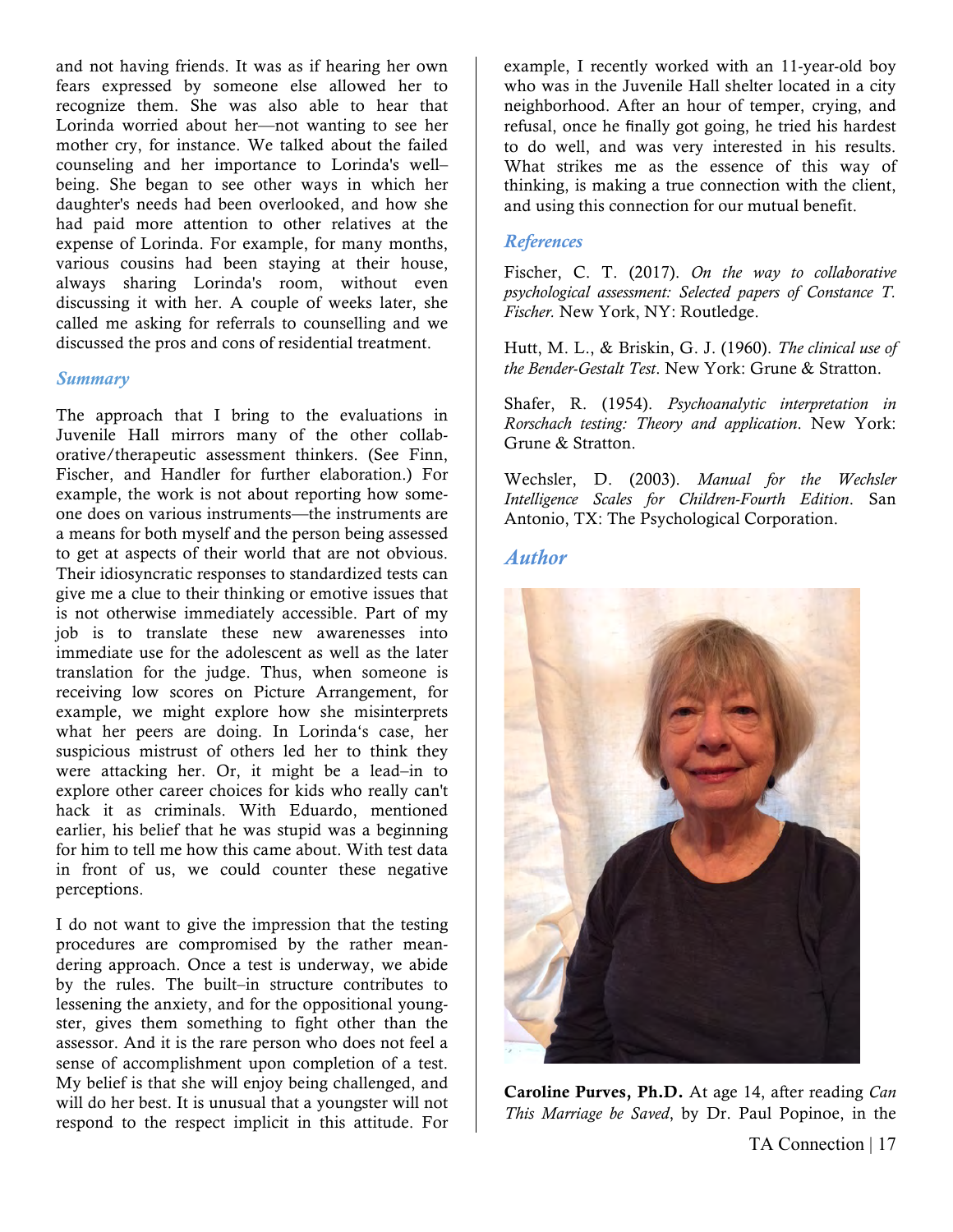and not having friends. It was as if hearing her own fears expressed by someone else allowed her to recognize them. She was also able to hear that Lorinda worried about her—not wanting to see her mother cry, for instance. We talked about the failed counseling and her importance to Lorinda's well–being. She began to see other ways in which her daughter's needs had been overlooked, and how she had paid more attention to other relatives at the expense of Lorinda. For example, for many months, various cousins had been staying at their house, always sharing Lorinda's room, without even discussing it with her. A couple of weeks later, she called me asking for referrals to counselling and we discussed the pros and cons of residential treatment.

## *Summary*

The approach that I bring to the evaluations in Juvenile Hall mirrors many of the other collaborative/therapeutic assessment thinkers. (See Finn, Fischer, and Handler for further elaboration.) For example, the work is not about reporting how someone does on various instruments—the instruments are a means for both myself and the person being assessed to get at aspects of their world that are not obvious. Their idiosyncratic responses to standardized tests can give me a clue to their thinking or emotive issues that is not otherwise immediately accessible. Part of my job is to translate these new awarenesses into immediate use for the adolescent as well as the later translation for the judge. Thus, when someone is receiving low scores on Picture Arrangement, for example, we might explore how she misinterprets what her peers are doing. In Lorinda's case, her suspicious mistrust of others led her to think they were attacking her. Or, it might be a lead–in to explore other career choices for kids who really can't hack it as criminals. With Eduardo, mentioned earlier, his belief that he was stupid was a beginning for him to tell me how this came about. With test data in front of us, we could counter these negative perceptions.

I do not want to give the impression that the testing procedures are compromised by the rather meandering approach. Once a test is underway, we abide by the rules. The built–in structure contributes to lessening the anxiety, and for the oppositional youngster, gives them something to fight other than the assessor. And it is the rare person who does not feel a sense of accomplishment upon completion of a test. My belief is that she will enjoy being challenged, and will do her best. It is unusual that a youngster will not respond to the respect implicit in this attitude. For example, I recently worked with an 11-year-old boy who was in the Juvenile Hall shelter located in a city neighborhood. After an hour of temper, crying, and refusal, once he finally got going, he tried his hardest to do well, and was very interested in his results. What strikes me as the essence of this way of thinking, is making a true connection with the client, and using this connection for our mutual benefit.

## *References*

Fischer, C. T. (2017). *On the way to collaborative psychological assessment: Selected papers of Constance T. Fischer.* New York, NY: Routledge.

Hutt, M. L., & Briskin, G. J. (1960). *The clinical use of the Bender-Gestalt Test*. New York: Grune & Stratton.

Shafer, R. (1954). *Psychoanalytic interpretation in Rorschach testing: Theory and application*. New York: Grune & Stratton.

Wechsler, D. (2003). *Manual for the Wechsler Intelligence Scales for Children-Fourth Edition*. San Antonio, TX: The Psychological Corporation.

## *Author*

**Caroline Purves, Ph.D.** At age 14, after reading *Can This Marriage be Saved*, by Dr. Paul Popinoe, in the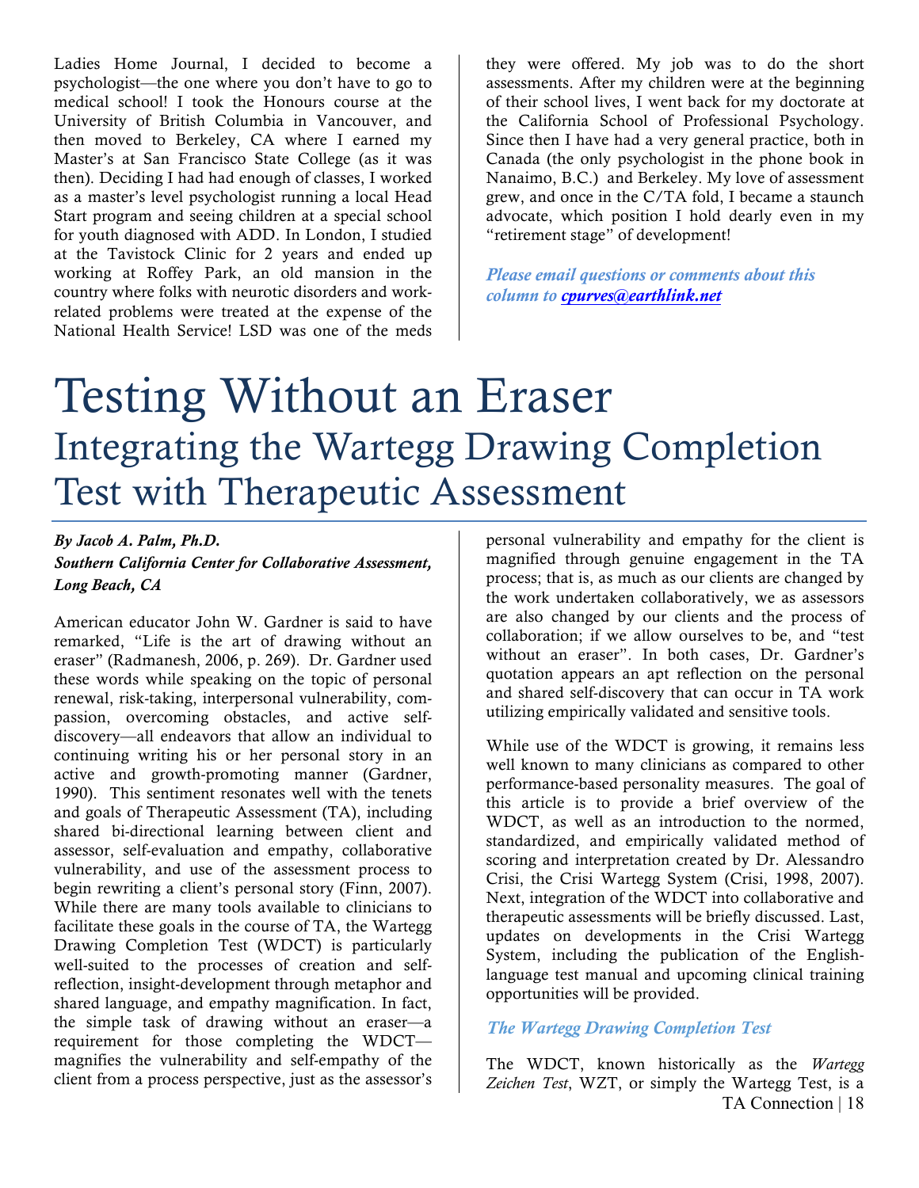Ladies Home Journal, I decided to become a psychologist—the one where you don't have to go to medical school! I took the Honours course at the University of British Columbia in Vancouver, and then moved to Berkeley, CA where I earned my Master's at San Francisco State College (as it was then). Deciding I had had enough of classes, I worked as a master's level psychologist running a local Head Start program and seeing children at a special school for youth diagnosed with ADD. In London, I studied at the Tavistock Clinic for 2 years and ended up working at Roffey Park, an old mansion in the country where folks with neurotic disorders and work-related problems were treated at the expense of the National Health Service! LSD was one of the meds they were offered. My job was to do the short assessments. After my children were at the beginning of their school lives, I went back for my doctorate at the California School of Professional Psychology. Since then I have had a very general practice, both in Canada (the only psychologist in the phone book in Nanaimo, B.C.) and Berkeley. My love of assessment grew, and once in the C/TA fold, I became a staunch advocate, which position I hold dearly even in my "retirement stage" of development!

***Please email questions or comments about this column to [cpurves@earthlink.net](mailto:cpurves@earthlink.net)***

# Testing Without an Eraser

## Integrating the Wartegg Drawing Completion Test with Therapeutic Assessment

***By Jacob A. Palm, Ph.D.***
***Southern California Center for Collaborative Assessment, Long Beach, CA***

American educator John W. Gardner is said to have remarked, "Life is the art of drawing without an eraser" (Radmanesh, 2006, p. 269). Dr. Gardner used these words while speaking on the topic of personal renewal, risk-taking, interpersonal vulnerability, compassion, overcoming obstacles, and active self-discovery—all endeavors that allow an individual to continuing writing his or her personal story in an active and growth-promoting manner (Gardner, 1990). This sentiment resonates well with the tenets and goals of Therapeutic Assessment (TA), including shared bi-directional learning between client and assessor, self-evaluation and empathy, collaborative vulnerability, and use of the assessment process to begin rewriting a client's personal story (Finn, 2007). While there are many tools available to clinicians to facilitate these goals in the course of TA, the Wartegg Drawing Completion Test (WDCT) is particularly well-suited to the processes of creation and self-reflection, insight-development through metaphor and shared language, and empathy magnification. In fact, the simple task of drawing without an eraser—a requirement for those completing the WDCT—magnifies the vulnerability and self-empathy of the client from a process perspective, just as the assessor's personal vulnerability and empathy for the client is magnified through genuine engagement in the TA process; that is, as much as our clients are changed by the work undertaken collaboratively, we as assessors are also changed by our clients and the process of collaboration; if we allow ourselves to be, and "test without an eraser". In both cases, Dr. Gardner's quotation appears an apt reflection on the personal and shared self-discovery that can occur in TA work utilizing empirically validated and sensitive tools.

While use of the WDCT is growing, it remains less well known to many clinicians as compared to other performance-based personality measures. The goal of this article is to provide a brief overview of the WDCT, as well as an introduction to the normed, standardized, and empirically validated method of scoring and interpretation created by Dr. Alessandro Crisi, the Crisi Wartegg System (Crisi, 1998, 2007). Next, integration of the WDCT into collaborative and therapeutic assessments will be briefly discussed. Last, updates on developments in the Crisi Wartegg System, including the publication of the English-language test manual and upcoming clinical training opportunities will be provided.

### *The Wartegg Drawing Completion Test*

The WDCT, known historically as the *Wartegg Zeichen Test*, WZT, or simply the Wartegg Test, is a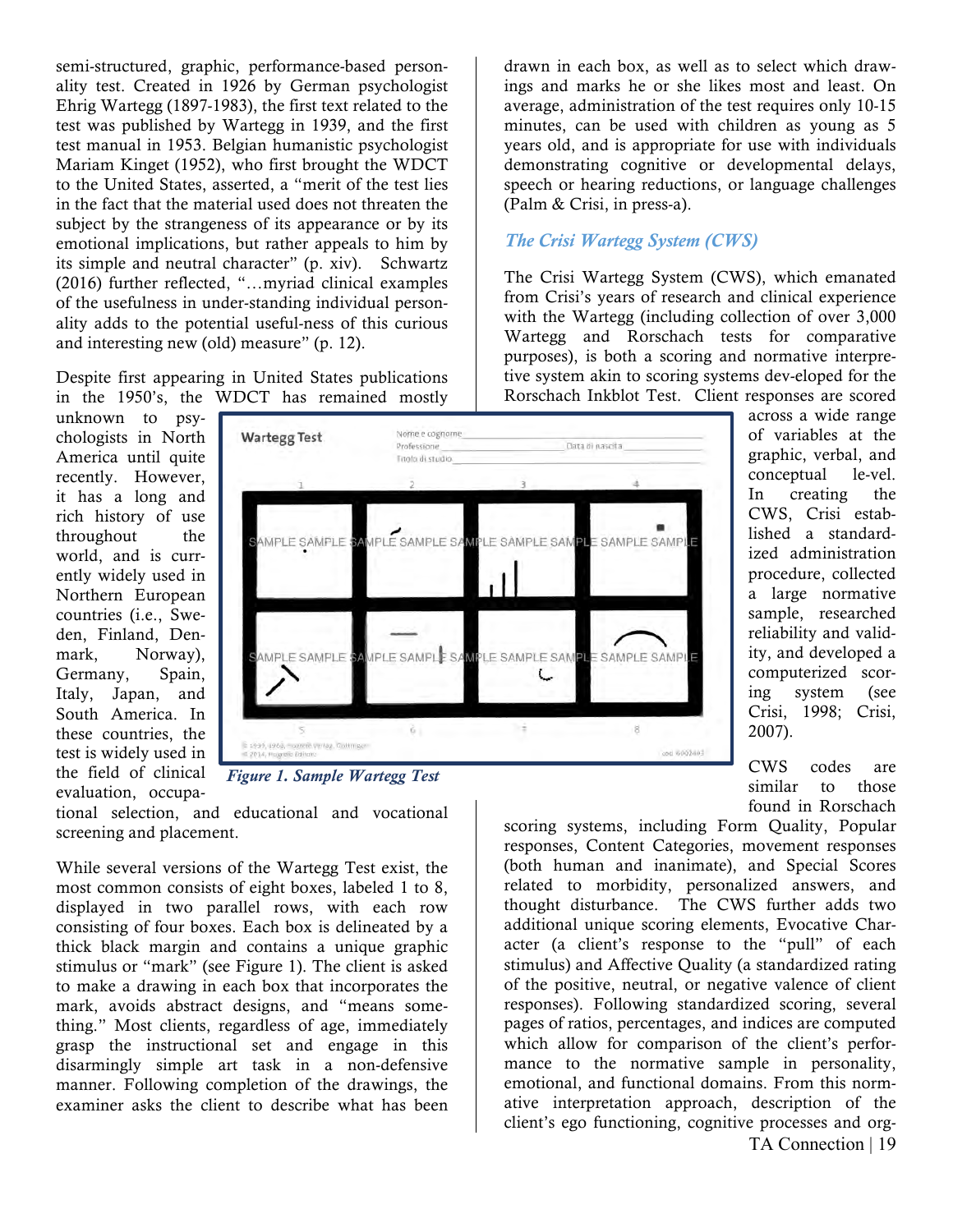semi-structured, graphic, performance-based personality test. Created in 1926 by German psychologist Ehrig Wartegg (1897-1983), the first text related to the test was published by Wartegg in 1939, and the first test manual in 1953. Belgian humanistic psychologist Mariam Kinget (1952), who first brought the WDCT to the United States, asserted, a "merit of the test lies in the fact that the material used does not threaten the subject by the strangeness of its appearance or by its emotional implications, but rather appeals to him by its simple and neutral character" (p. xiv). Schwartz (2016) further reflected, "…myriad clinical examples of the usefulness in under-standing individual personality adds to the potential useful-ness of this curious and interesting new (old) measure" (p. 12).

Despite first appearing in United States publications in the 1950's, the WDCT has remained mostly unknown to psychologists in North America until quite recently. However, it has a long and rich history of use throughout the world, and is currently widely used in Northern European countries (i.e., Sweden, Finland, Denmark, Norway), Germany, Spain, Italy, Japan, and South America. In these countries, the test is widely used in the field of clinical evaluation, occupational selection, and educational and vocational screening and placement.

*Figure 1. Sample Wartegg Test*

While several versions of the Wartegg Test exist, the most common consists of eight boxes, labeled 1 to 8, displayed in two parallel rows, with each row consisting of four boxes. Each box is delineated by a thick black margin and contains a unique graphic stimulus or "mark" (see Figure 1). The client is asked to make a drawing in each box that incorporates the mark, avoids abstract designs, and "means something." Most clients, regardless of age, immediately grasp the instructional set and engage in this disarmingly simple art task in a non-defensive manner. Following completion of the drawings, the examiner asks the client to describe what has been drawn in each box, as well as to select which drawings and marks he or she likes most and least. On average, administration of the test requires only 10-15 minutes, can be used with children as young as 5 years old, and is appropriate for use with individuals demonstrating cognitive or developmental delays, speech or hearing reductions, or language challenges (Palm & Crisi, in press-a).

## *The Crisi Wartegg System (CWS)*

The Crisi Wartegg System (CWS), which emanated from Crisi's years of research and clinical experience with the Wartegg (including collection of over 3,000 Wartegg and Rorschach tests for comparative purposes), is both a scoring and normative interpretive system akin to scoring systems dev-eloped for the Rorschach Inkblot Test. Client responses are scored across a wide range of variables at the graphic, verbal, and conceptual le-vel. In creating the CWS, Crisi established a standardized administration procedure, collected a large normative sample, researched reliability and validity, and developed a computerized scoring system (see Crisi, 1998; Crisi, 2007).

CWS codes are similar to those found in Rorschach scoring systems, including Form Quality, Popular responses, Content Categories, movement responses (both human and inanimate), and Special Scores related to morbidity, personalized answers, and thought disturbance. The CWS further adds two additional unique scoring elements, Evocative Character (a client's response to the "pull" of each stimulus) and Affective Quality (a standardized rating of the positive, neutral, or negative valence of client responses). Following standardized scoring, several pages of ratios, percentages, and indices are computed which allow for comparison of the client's performance to the normative sample in personality, emotional, and functional domains. From this normative interpretation approach, description of the client's ego functioning, cognitive processes and org-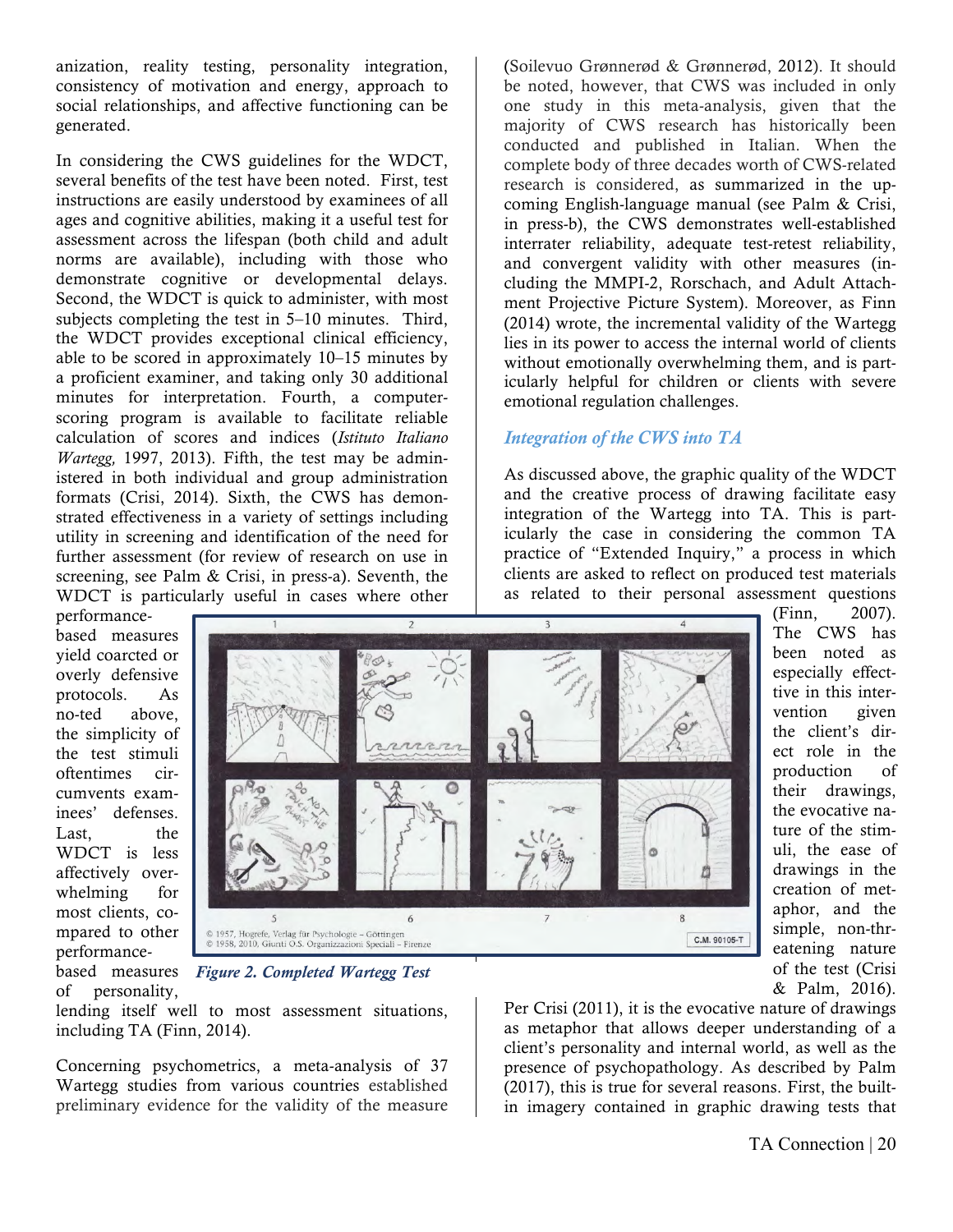anization, reality testing, personality integration, consistency of motivation and energy, approach to social relationships, and affective functioning can be generated.

In considering the CWS guidelines for the WDCT, several benefits of the test have been noted. First, test instructions are easily understood by examinees of all ages and cognitive abilities, making it a useful test for assessment across the lifespan (both child and adult norms are available), including with those who demonstrate cognitive or developmental delays. Second, the WDCT is quick to administer, with most subjects completing the test in 5–10 minutes. Third, the WDCT provides exceptional clinical efficiency, able to be scored in approximately 10–15 minutes by a proficient examiner, and taking only 30 additional minutes for interpretation. Fourth, a computer-scoring program is available to facilitate reliable calculation of scores and indices (*Istituto Italiano Wartegg,* 1997, 2013). Fifth, the test may be administered in both individual and group administration formats (Crisi, 2014). Sixth, the CWS has demonstrated effectiveness in a variety of settings including utility in screening and identification of the need for further assessment (for review of research on use in screening, see Palm & Crisi, in press-a). Seventh, the WDCT is particularly useful in cases where other performance-based measures yield coarcted or overly defensive protocols. As noted above, the simplicity of the test stimuli oftentimes circumvents examinees' defenses. Last, the WDCT is less affectively overwhelming for most clients, compared to other performance-based measures of personality, lending itself well to most assessment situations, including TA (Finn, 2014).

Concerning psychometrics, a meta-analysis of 37 Wartegg studies from various countries established preliminary evidence for the validity of the measure (Soilevuo Grønnerød & Grønnerød, 2012). It should be noted, however, that CWS was included in only one study in this meta-analysis, given that the majority of CWS research has historically been conducted and published in Italian. When the complete body of three decades worth of CWS-related research is considered, as summarized in the upcoming English-language manual (see Palm & Crisi, in press-b), the CWS demonstrates well-established interrater reliability, adequate test-retest reliability, and convergent validity with other measures (including the MMPI-2, Rorschach, and Adult Attachment Projective Picture System). Moreover, as Finn (2014) wrote, the incremental validity of the Wartegg lies in its power to access the internal world of clients without emotionally overwhelming them, and is particularly helpful for children or clients with severe emotional regulation challenges.

### *Integration of the CWS into TA*

As discussed above, the graphic quality of the WDCT and the creative process of drawing facilitate easy integration of the Wartegg into TA. This is particularly the case in considering the common TA practice of "Extended Inquiry," a process in which clients are asked to reflect on produced test materials as related to their personal assessment questions (Finn, 2007). The CWS has been noted as especially effective in this intervention given the client's direct role in the production of their drawings, the evocative nature of the stimuli, the ease of drawings in the creation of metaphor, and the simple, non-threatening nature of the test (Crisi & Palm, 2016). Per Crisi (2011), it is the evocative nature of drawings as metaphor that allows deeper understanding of a client's personality and internal world, as well as the presence of psychopathology. As described by Palm (2017), this is true for several reasons. First, the built-in imagery contained in graphic drawing tests that

*Figure 2. Completed Wartegg Test*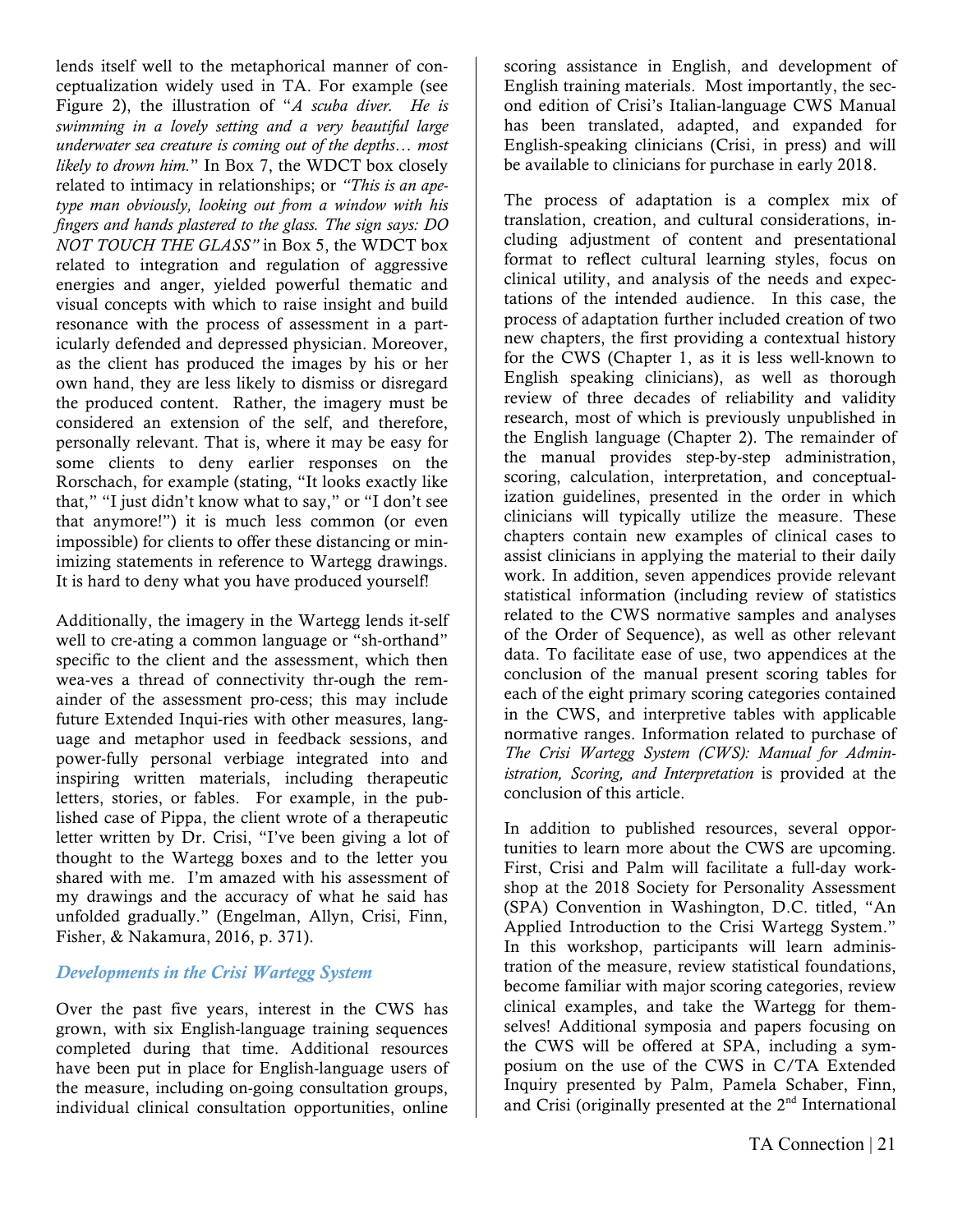lends itself well to the metaphorical manner of conceptualization widely used in TA. For example (see Figure 2), the illustration of "*A scuba diver. He is swimming in a lovely setting and a very beautiful large underwater sea creature is coming out of the depths… most likely to drown him.*" In Box 7, the WDCT box closely related to intimacy in relationships; or *"This is an ape-type man obviously, looking out from a window with his fingers and hands plastered to the glass. The sign says: DO NOT TOUCH THE GLASS"* in Box 5, the WDCT box related to integration and regulation of aggressive energies and anger, yielded powerful thematic and visual concepts with which to raise insight and build resonance with the process of assessment in a particularly defended and depressed physician. Moreover, as the client has produced the images by his or her own hand, they are less likely to dismiss or disregard the produced content. Rather, the imagery must be considered an extension of the self, and therefore, personally relevant. That is, where it may be easy for some clients to deny earlier responses on the Rorschach, for example (stating, "It looks exactly like that," "I just didn't know what to say," or "I don't see that anymore!") it is much less common (or even impossible) for clients to offer these distancing or minimizing statements in reference to Wartegg drawings. It is hard to deny what you have produced yourself!

Additionally, the imagery in the Wartegg lends it-self well to cre-ating a common language or "sh-orthand" specific to the client and the assessment, which then wea-ves a thread of connectivity thr-ough the remainder of the assessment pro-cess; this may include future Extended Inqui-ries with other measures, language and metaphor used in feedback sessions, and power-fully personal verbiage integrated into and inspiring written materials, including therapeutic letters, stories, or fables. For example, in the published case of Pippa, the client wrote of a therapeutic letter written by Dr. Crisi, "I've been giving a lot of thought to the Wartegg boxes and to the letter you shared with me. I'm amazed with his assessment of my drawings and the accuracy of what he said has unfolded gradually." (Engelman, Allyn, Crisi, Finn, Fisher, & Nakamura, 2016, p. 371).

### *Developments in the Crisi Wartegg System*

Over the past five years, interest in the CWS has grown, with six English-language training sequences completed during that time. Additional resources have been put in place for English-language users of the measure, including on-going consultation groups, individual clinical consultation opportunities, online scoring assistance in English, and development of English training materials. Most importantly, the second edition of Crisi's Italian-language CWS Manual has been translated, adapted, and expanded for English-speaking clinicians (Crisi, in press) and will be available to clinicians for purchase in early 2018.

The process of adaptation is a complex mix of translation, creation, and cultural considerations, including adjustment of content and presentational format to reflect cultural learning styles, focus on clinical utility, and analysis of the needs and expectations of the intended audience. In this case, the process of adaptation further included creation of two new chapters, the first providing a contextual history for the CWS (Chapter 1, as it is less well-known to English speaking clinicians), as well as thorough review of three decades of reliability and validity research, most of which is previously unpublished in the English language (Chapter 2). The remainder of the manual provides step-by-step administration, scoring, calculation, interpretation, and conceptualization guidelines, presented in the order in which clinicians will typically utilize the measure. These chapters contain new examples of clinical cases to assist clinicians in applying the material to their daily work. In addition, seven appendices provide relevant statistical information (including review of statistics related to the CWS normative samples and analyses of the Order of Sequence), as well as other relevant data. To facilitate ease of use, two appendices at the conclusion of the manual present scoring tables for each of the eight primary scoring categories contained in the CWS, and interpretive tables with applicable normative ranges. Information related to purchase of *The Crisi Wartegg System (CWS): Manual for Administration, Scoring, and Interpretation* is provided at the conclusion of this article.

In addition to published resources, several opportunities to learn more about the CWS are upcoming. First, Crisi and Palm will facilitate a full-day workshop at the 2018 Society for Personality Assessment (SPA) Convention in Washington, D.C. titled, "An Applied Introduction to the Crisi Wartegg System." In this workshop, participants will learn administration of the measure, review statistical foundations, become familiar with major scoring categories, review clinical examples, and take the Wartegg for themselves! Additional symposia and papers focusing on the CWS will be offered at SPA, including a symposium on the use of the CWS in C/TA Extended Inquiry presented by Palm, Pamela Schaber, Finn, and Crisi (originally presented at the 2nd International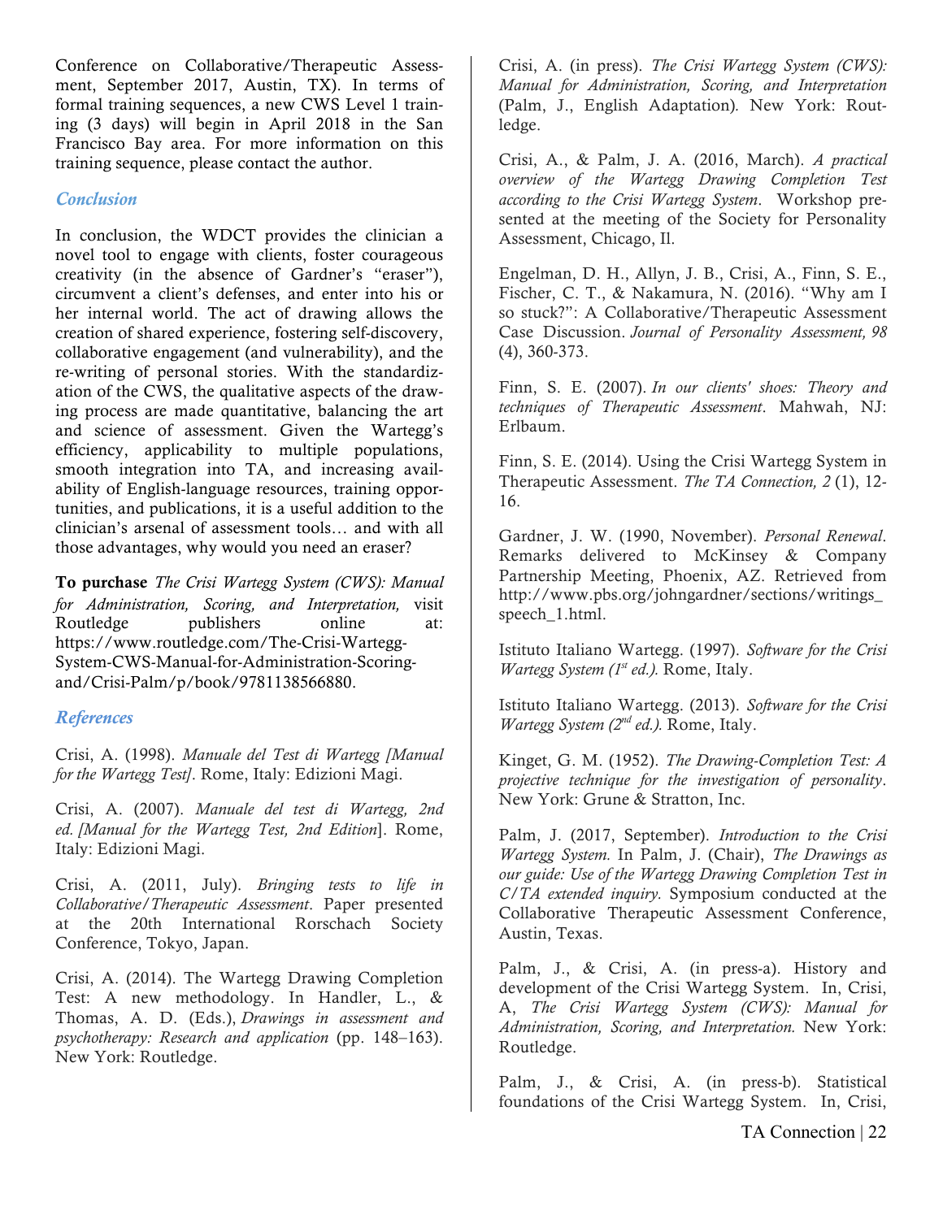Conference on Collaborative/Therapeutic Assessment, September 2017, Austin, TX). In terms of formal training sequences, a new CWS Level 1 training (3 days) will begin in April 2018 in the San Francisco Bay area. For more information on this training sequence, please contact the author.

## *Conclusion*

In conclusion, the WDCT provides the clinician a novel tool to engage with clients, foster courageous creativity (in the absence of Gardner's "eraser"), circumvent a client's defenses, and enter into his or her internal world. The act of drawing allows the creation of shared experience, fostering self-discovery, collaborative engagement (and vulnerability), and the re-writing of personal stories. With the standardization of the CWS, the qualitative aspects of the drawing process are made quantitative, balancing the art and science of assessment. Given the Wartegg's efficiency, applicability to multiple populations, smooth integration into TA, and increasing availability of English-language resources, training opportunities, and publications, it is a useful addition to the clinician's arsenal of assessment tools… and with all those advantages, why would you need an eraser?

**To purchase** *The Crisi Wartegg System (CWS): Manual for Administration, Scoring, and Interpretation,* visit Routledge publishers online at: https://www.routledge.com/The-Crisi-Wartegg-System-CWS-Manual-for-Administration-Scoring-and/Crisi-Palm/p/book/9781138566880.

## *References*

Crisi, A. (1998). *Manuale del Test di Wartegg [Manual for the Wartegg Test]*. Rome, Italy: Edizioni Magi.

Crisi, A. (2007). *Manuale del test di Wartegg, 2nd ed. [Manual for the Wartegg Test, 2nd Edition*]. Rome, Italy: Edizioni Magi.

Crisi, A. (2011, July). *Bringing tests to life in Collaborative/Therapeutic Assessment*. Paper presented at the 20th International Rorschach Society Conference, Tokyo, Japan.

Crisi, A. (2014). The Wartegg Drawing Completion Test: A new methodology. In Handler, L., & Thomas, A. D. (Eds.), *Drawings in assessment and psychotherapy: Research and application* (pp. 148–163). New York: Routledge.

Crisi, A. (in press). *The Crisi Wartegg System (CWS): Manual for Administration, Scoring, and Interpretation* (Palm, J., English Adaptation)*.* New York: Routledge.

Crisi, A., & Palm, J. A. (2016, March). *A practical overview of the Wartegg Drawing Completion Test according to the Crisi Wartegg System*. Workshop presented at the meeting of the Society for Personality Assessment, Chicago, Il.

Engelman, D. H., Allyn, J. B., Crisi, A., Finn, S. E., Fischer, C. T., & Nakamura, N. (2016). "Why am I so stuck?": A Collaborative/Therapeutic Assessment Case Discussion. *Journal of Personality Assessment, 98* (4), 360-373.

Finn, S. E. (2007). *In our clients' shoes: Theory and techniques of Therapeutic Assessment*. Mahwah, NJ: Erlbaum.

Finn, S. E. (2014). Using the Crisi Wartegg System in Therapeutic Assessment. *The TA Connection, 2* (1), 12-16.

Gardner, J. W. (1990, November). *Personal Renewal*. Remarks delivered to McKinsey & Company Partnership Meeting, Phoenix, AZ. Retrieved from http://www.pbs.org/johngardner/sections/writings_speech_1.html.

Istituto Italiano Wartegg. (1997). *Software for the Crisi Wartegg System (1st ed.).* Rome, Italy.

Istituto Italiano Wartegg. (2013). *Software for the Crisi Wartegg System (2nd ed.).* Rome, Italy.

Kinget, G. M. (1952). *The Drawing-Completion Test: A projective technique for the investigation of personality*. New York: Grune & Stratton, Inc.

Palm, J. (2017, September). *Introduction to the Crisi Wartegg System.* In Palm, J. (Chair), *The Drawings as our guide: Use of the Wartegg Drawing Completion Test in C/TA extended inquiry.* Symposium conducted at the Collaborative Therapeutic Assessment Conference, Austin, Texas.

Palm, J., & Crisi, A. (in press-a). History and development of the Crisi Wartegg System. In, Crisi, A, *The Crisi Wartegg System (CWS): Manual for Administration, Scoring, and Interpretation.* New York: Routledge.

Palm, J., & Crisi, A. (in press-b). Statistical foundations of the Crisi Wartegg System. In, Crisi,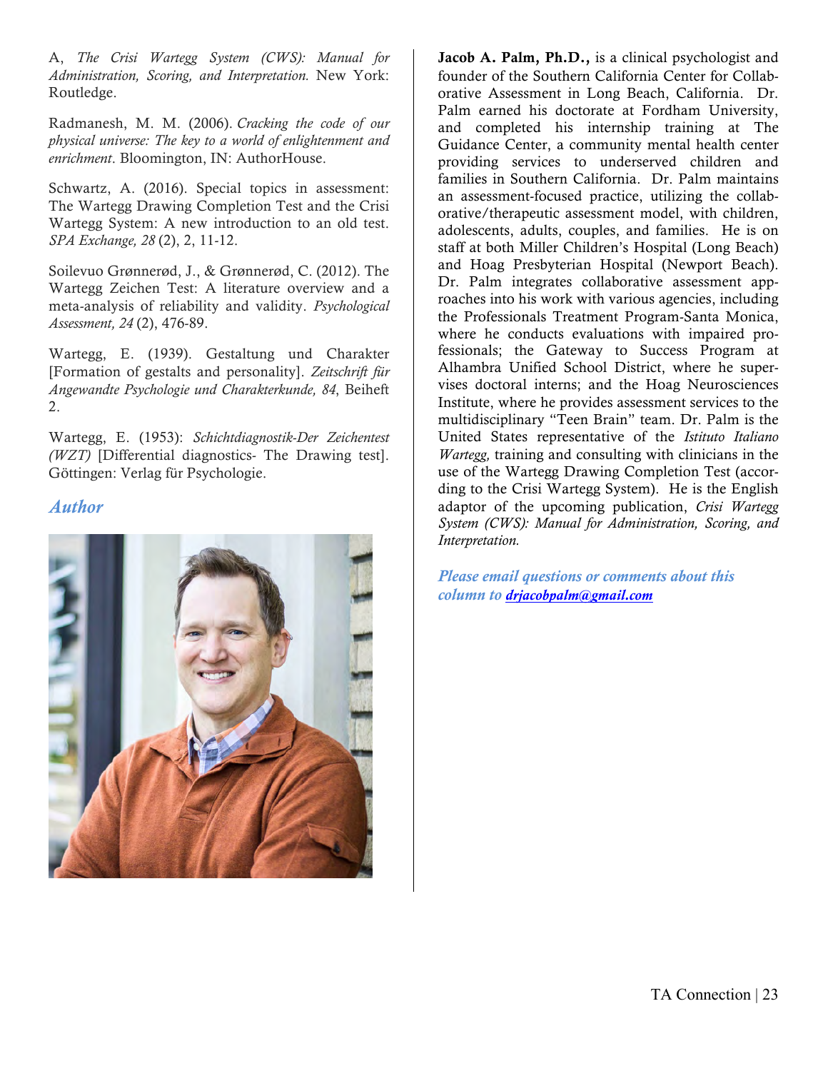A, *The Crisi Wartegg System (CWS): Manual for Administration, Scoring, and Interpretation.* New York: Routledge.

Radmanesh, M. M. (2006). *Cracking the code of our physical universe: The key to a world of enlightenment and enrichment*. Bloomington, IN: AuthorHouse.

Schwartz, A. (2016). Special topics in assessment: The Wartegg Drawing Completion Test and the Crisi Wartegg System: A new introduction to an old test. *SPA Exchange, 28* (2), 2, 11-12.

Soilevuo Grønnerød, J., & Grønnerød, C. (2012). The Wartegg Zeichen Test: A literature overview and a meta-analysis of reliability and validity. *Psychological Assessment, 24* (2), 476-89.

Wartegg, E. (1939). Gestaltung und Charakter [Formation of gestalts and personality]. *Zeitschrift für Angewandte Psychologie und Charakterkunde, 84*, Beiheft 2.

Wartegg, E. (1953): *Schichtdiagnostik-Der Zeichentest (WZT)* [Differential diagnostics- The Drawing test]. Göttingen: Verlag für Psychologie.

## Author

**Jacob A. Palm, Ph.D.,** is a clinical psychologist and founder of the Southern California Center for Collaborative Assessment in Long Beach, California. Dr. Palm earned his doctorate at Fordham University, and completed his internship training at The Guidance Center, a community mental health center providing services to underserved children and families in Southern California. Dr. Palm maintains an assessment-focused practice, utilizing the collaborative/therapeutic assessment model, with children, adolescents, adults, couples, and families. He is on staff at both Miller Children's Hospital (Long Beach) and Hoag Presbyterian Hospital (Newport Beach). Dr. Palm integrates collaborative assessment approaches into his work with various agencies, including the Professionals Treatment Program-Santa Monica, where he conducts evaluations with impaired professionals; the Gateway to Success Program at Alhambra Unified School District, where he supervises doctoral interns; and the Hoag Neurosciences Institute, where he provides assessment services to the multidisciplinary "Teen Brain" team. Dr. Palm is the United States representative of the *Istituto Italiano Wartegg,* training and consulting with clinicians in the use of the Wartegg Drawing Completion Test (according to the Crisi Wartegg System). He is the English adaptor of the upcoming publication, *Crisi Wartegg System (CWS): Manual for Administration, Scoring, and Interpretation.*

*Please email questions or comments about this column to* ***drjacobpalm@gmail.com***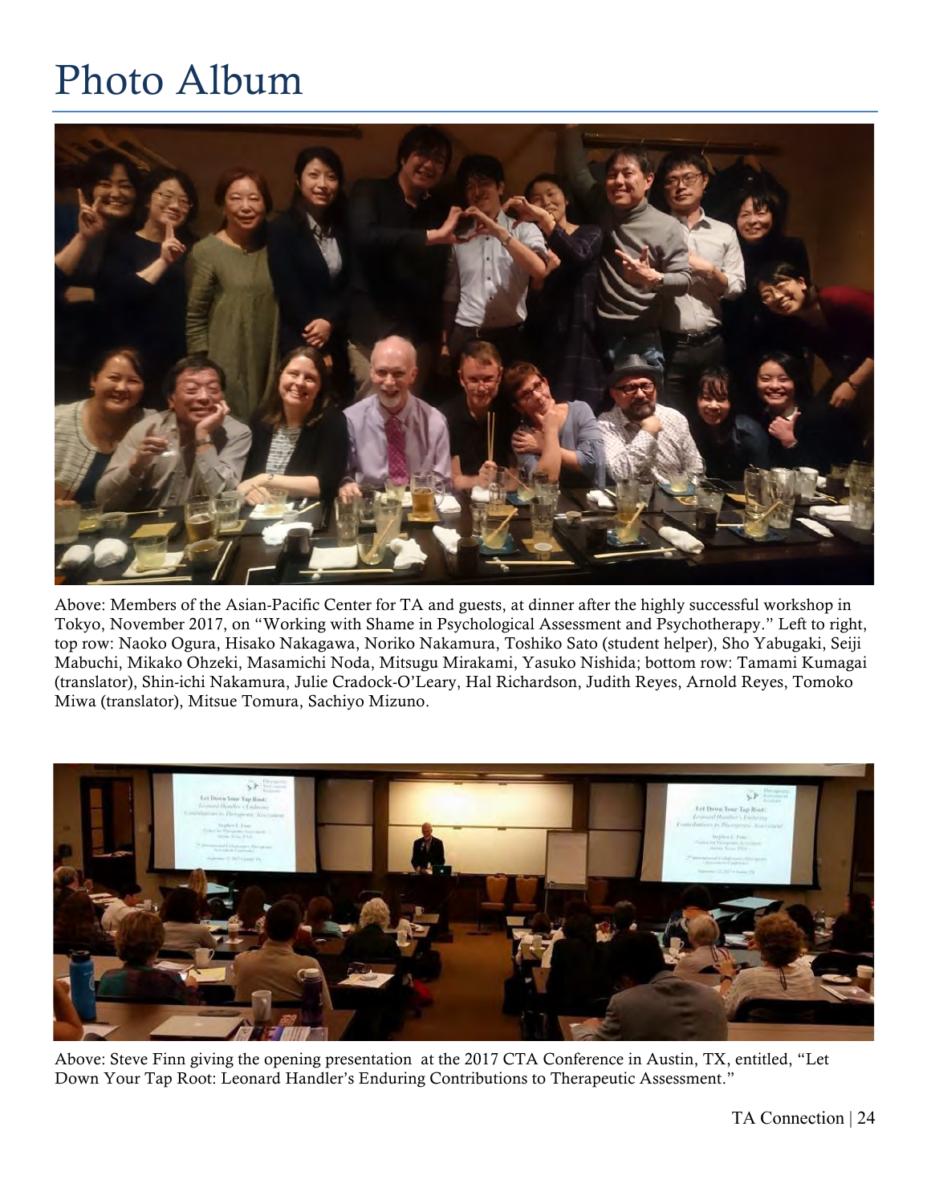# Photo Album

Above: Members of the Asian-Pacific Center for TA and guests, at dinner after the highly successful workshop in Tokyo, November 2017, on “Working with Shame in Psychological Assessment and Psychotherapy.” Left to right, top row: Naoko Ogura, Hisako Nakagawa, Noriko Nakamura, Toshiko Sato (student helper), Sho Yabugaki, Seiji Mabuchi, Mikako Ohzeki, Masamichi Noda, Mitsugu Mirakami, Yasuko Nishida; bottom row: Tamami Kumagai (translator), Shin-ichi Nakamura, Julie Cradock-O’Leary, Hal Richardson, Judith Reyes, Arnold Reyes, Tomoko Miwa (translator), Mitsue Tomura, Sachiyo Mizuno.

Above: Steve Finn giving the opening presentation at the 2017 CTA Conference in Austin, TX, entitled, “Let Down Your Tap Root: Leonard Handler’s Enduring Contributions to Therapeutic Assessment.”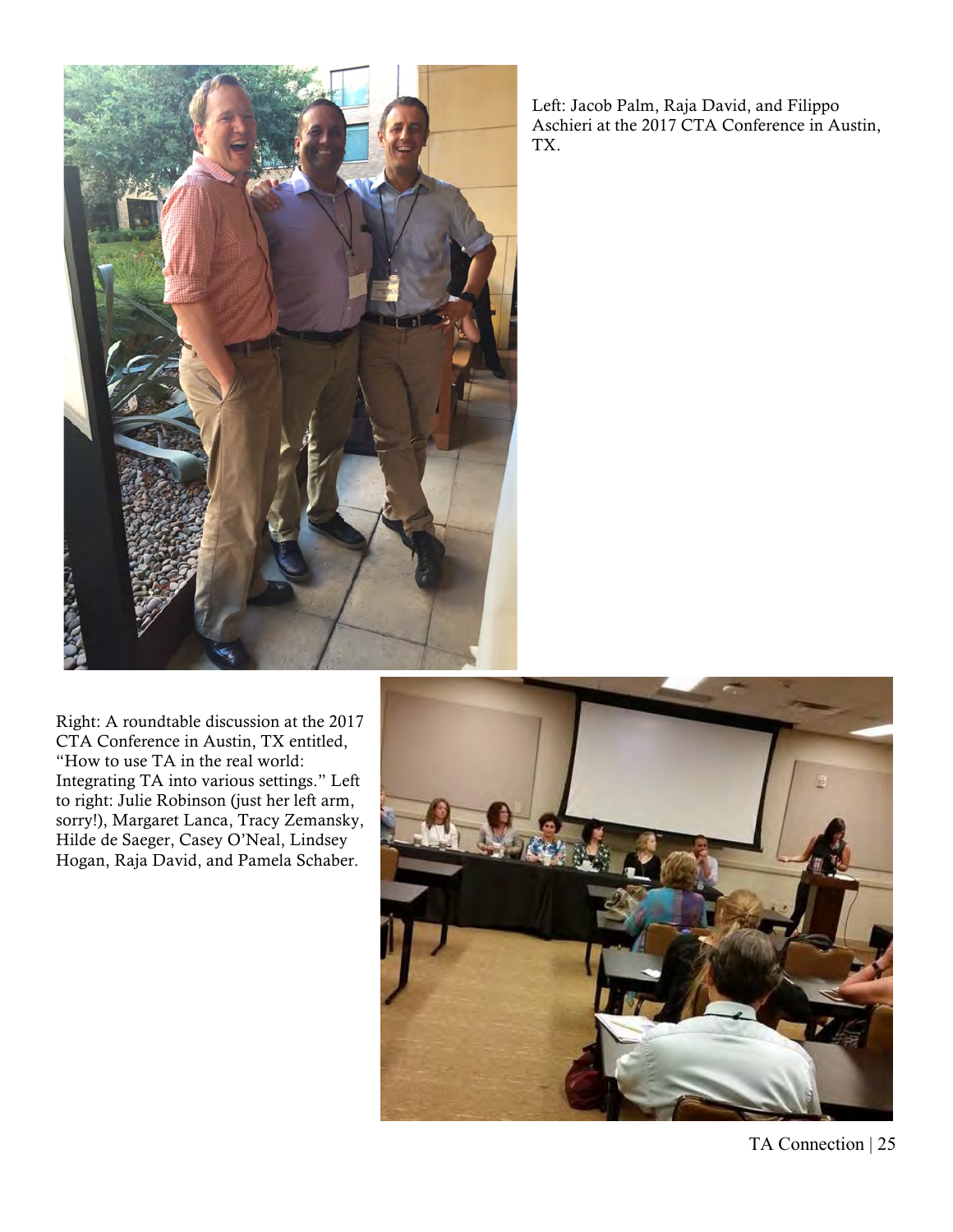Left: Jacob Palm, Raja David, and Filippo Aschieri at the 2017 CTA Conference in Austin, TX.

Right: A roundtable discussion at the 2017 CTA Conference in Austin, TX entitled, "How to use TA in the real world: Integrating TA into various settings." Left to right: Julie Robinson (just her left arm, sorry!), Margaret Lanca, Tracy Zemansky, Hilde de Saeger, Casey O'Neal, Lindsey Hogan, Raja David, and Pamela Schaber.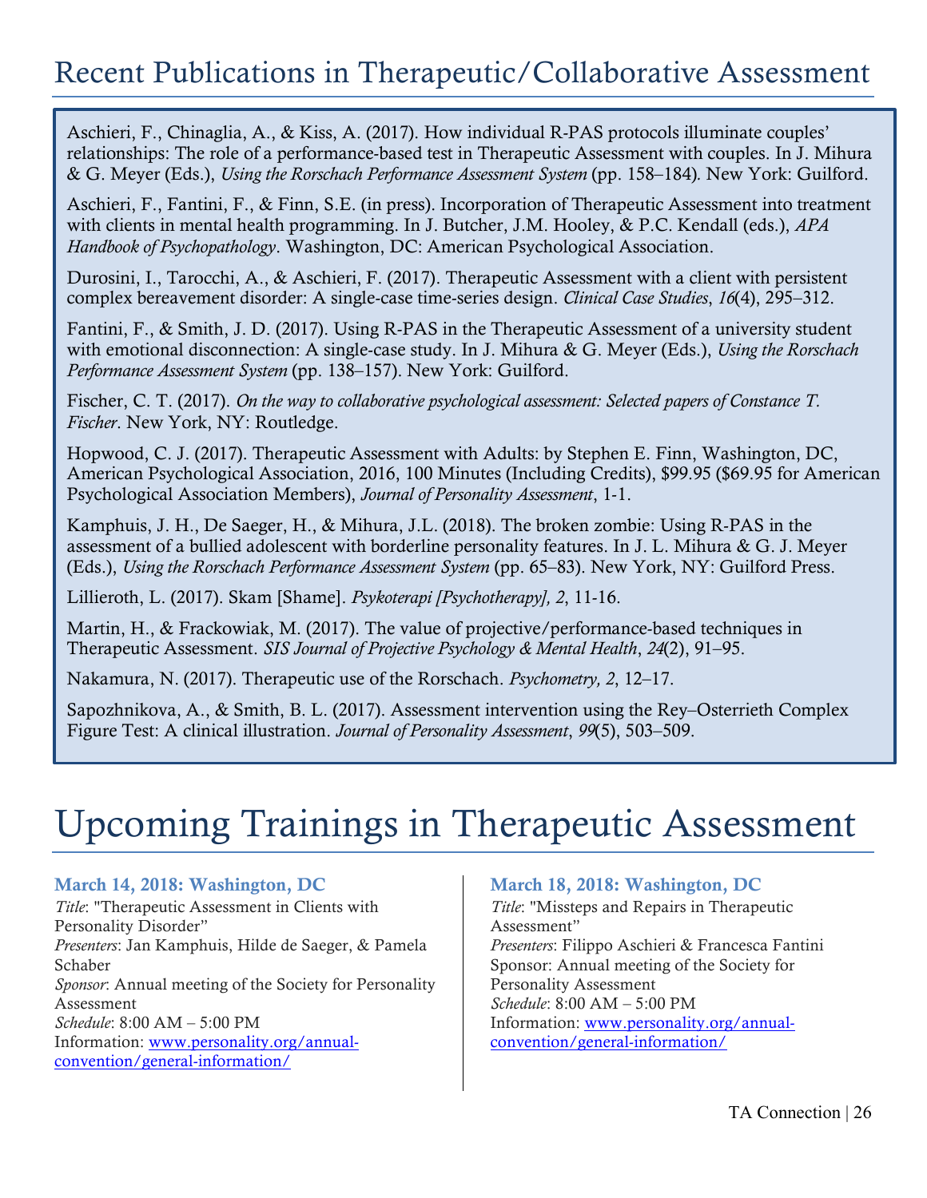# Recent Publications in Therapeutic/Collaborative Assessment

Aschieri, F., Chinaglia, A., & Kiss, A. (2017). How individual R-PAS protocols illuminate couples' relationships: The role of a performance-based test in Therapeutic Assessment with couples. In J. Mihura & G. Meyer (Eds.), *Using the Rorschach Performance Assessment System* (pp. 158–184). New York: Guilford.

Aschieri, F., Fantini, F., & Finn, S.E. (in press). Incorporation of Therapeutic Assessment into treatment with clients in mental health programming. In J. Butcher, J.M. Hooley, & P.C. Kendall (eds.), *APA Handbook of Psychopathology*. Washington, DC: American Psychological Association.

Durosini, I., Tarocchi, A., & Aschieri, F. (2017). Therapeutic Assessment with a client with persistent complex bereavement disorder: A single-case time-series design. *Clinical Case Studies*, *16*(4), 295–312.

Fantini, F., & Smith, J. D. (2017). Using R-PAS in the Therapeutic Assessment of a university student with emotional disconnection: A single-case study. In J. Mihura & G. Meyer (Eds.), *Using the Rorschach Performance Assessment System* (pp. 138–157). New York: Guilford.

Fischer, C. T. (2017). *On the way to collaborative psychological assessment: Selected papers of Constance T. Fischer*. New York, NY: Routledge.

Hopwood, C. J. (2017). Therapeutic Assessment with Adults: by Stephen E. Finn, Washington, DC, American Psychological Association, 2016, 100 Minutes (Including Credits), $99.95 ($69.95 for American Psychological Association Members), *Journal of Personality Assessment*, 1-1.

Kamphuis, J. H., De Saeger, H., & Mihura, J.L. (2018). The broken zombie: Using R-PAS in the assessment of a bullied adolescent with borderline personality features. In J. L. Mihura & G. J. Meyer (Eds.), *Using the Rorschach Performance Assessment System* (pp. 65–83). New York, NY: Guilford Press.

Lillieroth, L. (2017). Skam [Shame]. *Psykoterapi [Psychotherapy], 2*, 11-16.

Martin, H., & Frackowiak, M. (2017). The value of projective/performance-based techniques in Therapeutic Assessment. *SIS Journal of Projective Psychology & Mental Health*, *24*(2), 91–95.

Nakamura, N. (2017). Therapeutic use of the Rorschach. *Psychometry, 2*, 12–17.

Sapozhnikova, A., & Smith, B. L. (2017). Assessment intervention using the Rey–Osterrieth Complex Figure Test: A clinical illustration. *Journal of Personality Assessment*, *99*(5), 503–509.

# Upcoming Trainings in Therapeutic Assessment

### March 14, 2018: Washington, DC

*Title*: "Therapeutic Assessment in Clients with Personality Disorder"
*Presenters*: Jan Kamphuis, Hilde de Saeger, & Pamela Schaber
*Sponsor*: Annual meeting of the Society for Personality Assessment
*Schedule*: 8:00 AM – 5:00 PM
Information: www.personality.org/annual-convention/general-information/

### March 18, 2018: Washington, DC

*Title*: "Missteps and Repairs in Therapeutic Assessment"
*Presenters*: Filippo Aschieri & Francesca Fantini
Sponsor: Annual meeting of the Society for Personality Assessment
*Schedule*: 8:00 AM – 5:00 PM
Information: www.personality.org/annual-convention/general-information/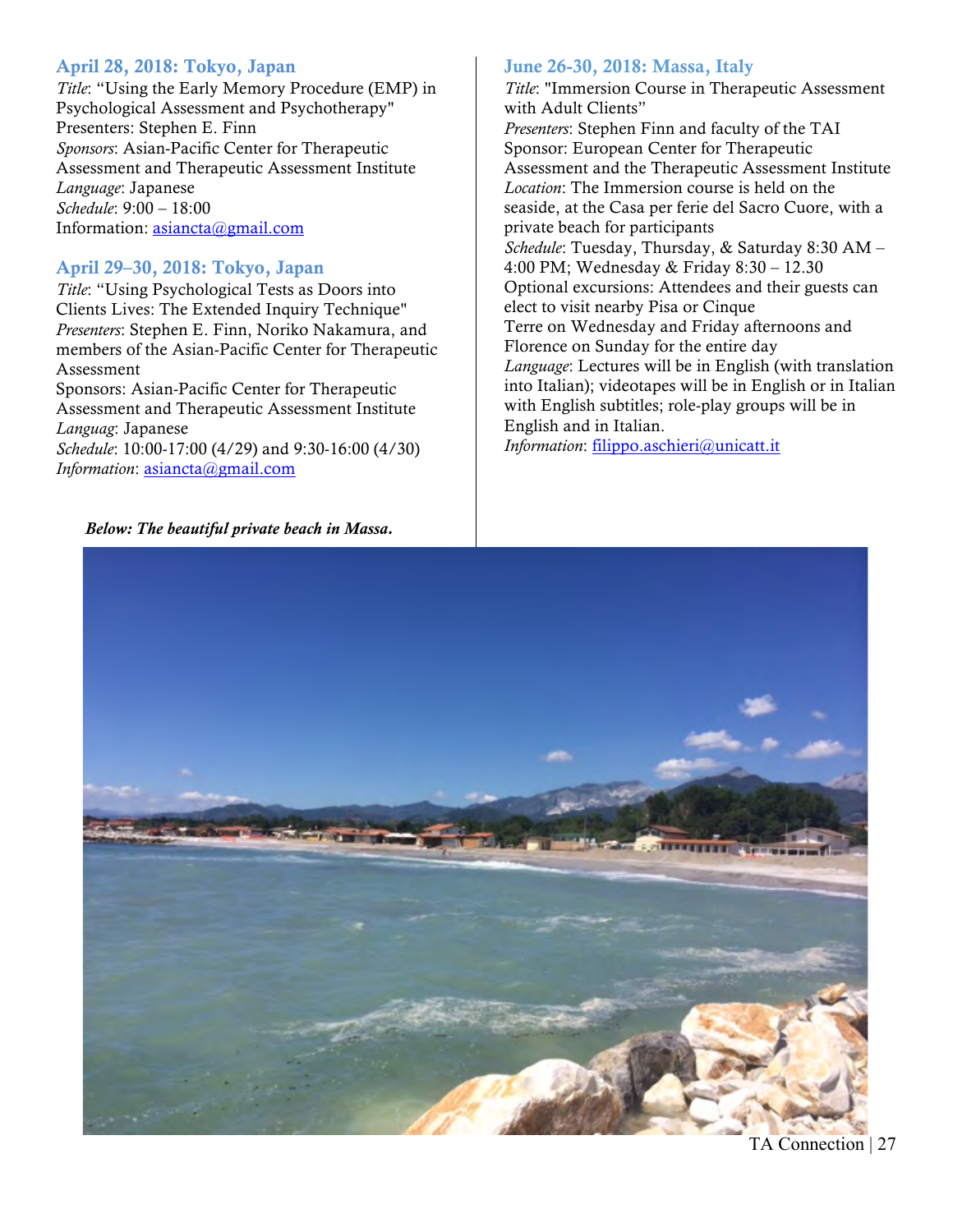### April 28, 2018: Tokyo, Japan

*Title*: "Using the Early Memory Procedure (EMP) in Psychological Assessment and Psychotherapy"
Presenters: Stephen E. Finn
*Sponsors*: Asian-Pacific Center for Therapeutic Assessment and Therapeutic Assessment Institute
*Language*: Japanese
*Schedule*: 9:00 – 18:00
Information: asiancta@gmail.com

### April 29–30, 2018: Tokyo, Japan

*Title*: "Using Psychological Tests as Doors into Clients Lives: The Extended Inquiry Technique"
*Presenters*: Stephen E. Finn, Noriko Nakamura, and members of the Asian-Pacific Center for Therapeutic Assessment
Sponsors: Asian-Pacific Center for Therapeutic Assessment and Therapeutic Assessment Institute
*Languag*: Japanese
*Schedule*: 10:00-17:00 (4/29) and 9:30-16:00 (4/30)
*Information*: asiancta@gmail.com

*Below: The beautiful private beach in Massa.*

### June 26-30, 2018: Massa, Italy

*Title*: "Immersion Course in Therapeutic Assessment with Adult Clients"
*Presenters*: Stephen Finn and faculty of the TAI
Sponsor: European Center for Therapeutic Assessment and the Therapeutic Assessment Institute
*Location*: The Immersion course is held on the seaside, at the Casa per ferie del Sacro Cuore, with a private beach for participants
*Schedule*: Tuesday, Thursday, & Saturday 8:30 AM – 4:00 PM; Wednesday & Friday 8:30 – 12.30
Optional excursions: Attendees and their guests can elect to visit nearby Pisa or Cinque Terre on Wednesday and Friday afternoons and Florence on Sunday for the entire day
*Language*: Lectures will be in English (with translation into Italian); videotapes will be in English or in Italian with English subtitles; role-play groups will be in English and in Italian.
*Information*: filippo.aschieri@unicatt.it